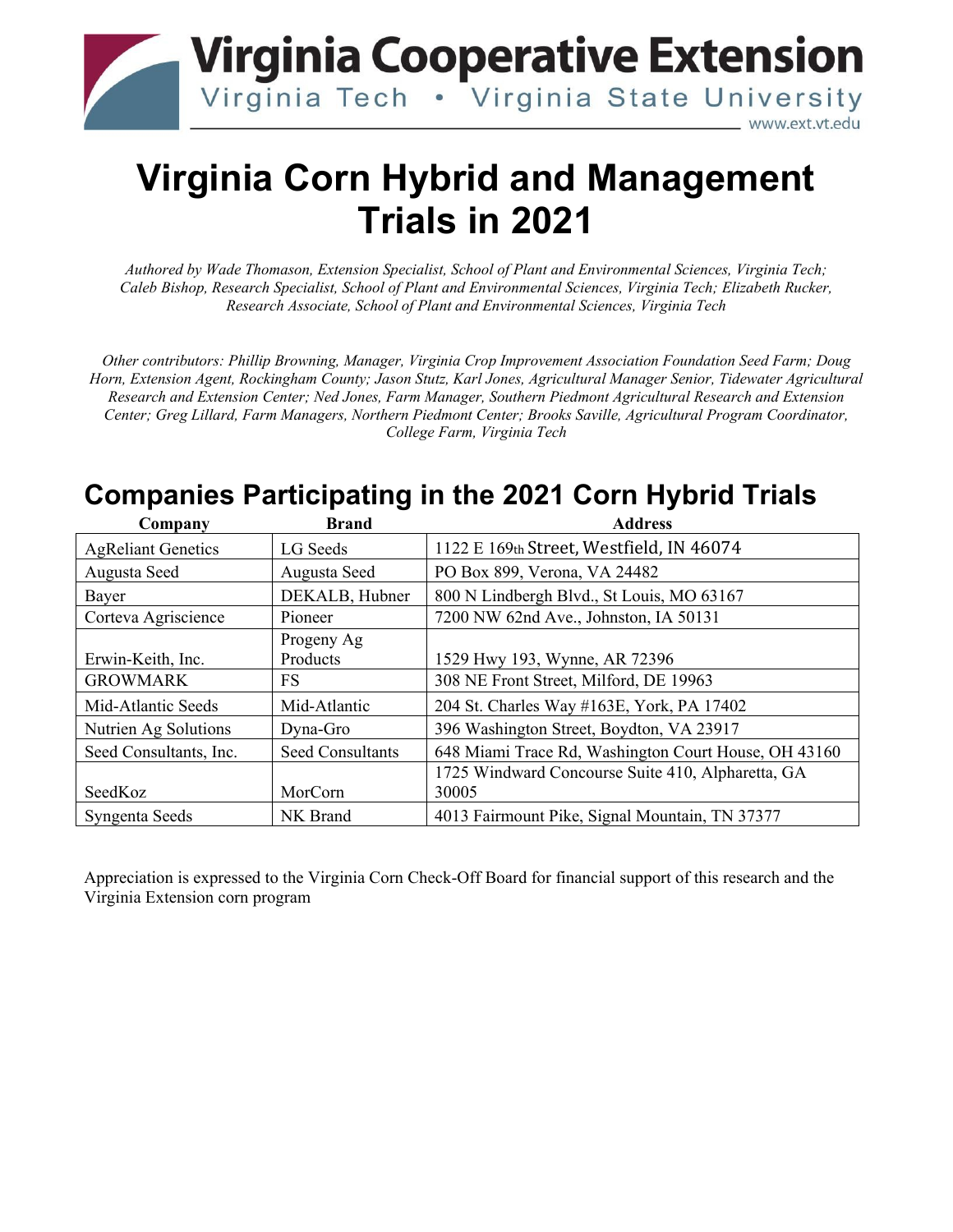Virginia Cooperative Extension
Virginia Tech • Virginia State University
www.ext.vt.edu

# Virginia Corn Hybrid and Management Trials in 2021

*Authored by Wade Thomason, Extension Specialist, School of Plant and Environmental Sciences, Virginia Tech; Caleb Bishop, Research Specialist, School of Plant and Environmental Sciences, Virginia Tech; Elizabeth Rucker, Research Associate, School of Plant and Environmental Sciences, Virginia Tech*

*Other contributors: Phillip Browning, Manager, Virginia Crop Improvement Association Foundation Seed Farm; Doug Horn, Extension Agent, Rockingham County; Jason Stutz, Karl Jones, Agricultural Manager Senior, Tidewater Agricultural Research and Extension Center; Ned Jones, Farm Manager, Southern Piedmont Agricultural Research and Extension Center; Greg Lillard, Farm Managers, Northern Piedmont Center; Brooks Saville, Agricultural Program Coordinator, College Farm, Virginia Tech*

## Companies Participating in the 2021 Corn Hybrid Trials

| Company | Brand | Address |
|---|---|---|
| AgReliant Genetics | LG Seeds | 1122 E 169th Street, Westfield, IN 46074 |
| Augusta Seed | Augusta Seed | PO Box 899, Verona, VA 24482 |
| Bayer | DEKALB, Hubner | 800 N Lindbergh Blvd., St Louis, MO 63167 |
| Corteva Agriscience | Pioneer | 7200 NW 62nd Ave., Johnston, IA 50131 |
| Erwin-Keith, Inc. | Progeny Ag Products | 1529 Hwy 193, Wynne, AR 72396 |
| GROWMARK | FS | 308 NE Front Street, Milford, DE 19963 |
| Mid-Atlantic Seeds | Mid-Atlantic | 204 St. Charles Way #163E, York, PA 17402 |
| Nutrien Ag Solutions | Dyna-Gro | 396 Washington Street, Boydton, VA 23917 |
| Seed Consultants, Inc. | Seed Consultants | 648 Miami Trace Rd, Washington Court House, OH 43160 |
| SeedKoz | MorCorn | 1725 Windward Concourse Suite 410, Alpharetta, GA 30005 |
| Syngenta Seeds | NK Brand | 4013 Fairmount Pike, Signal Mountain, TN 37377 |

Appreciation is expressed to the Virginia Corn Check-Off Board for financial support of this research and the Virginia Extension corn program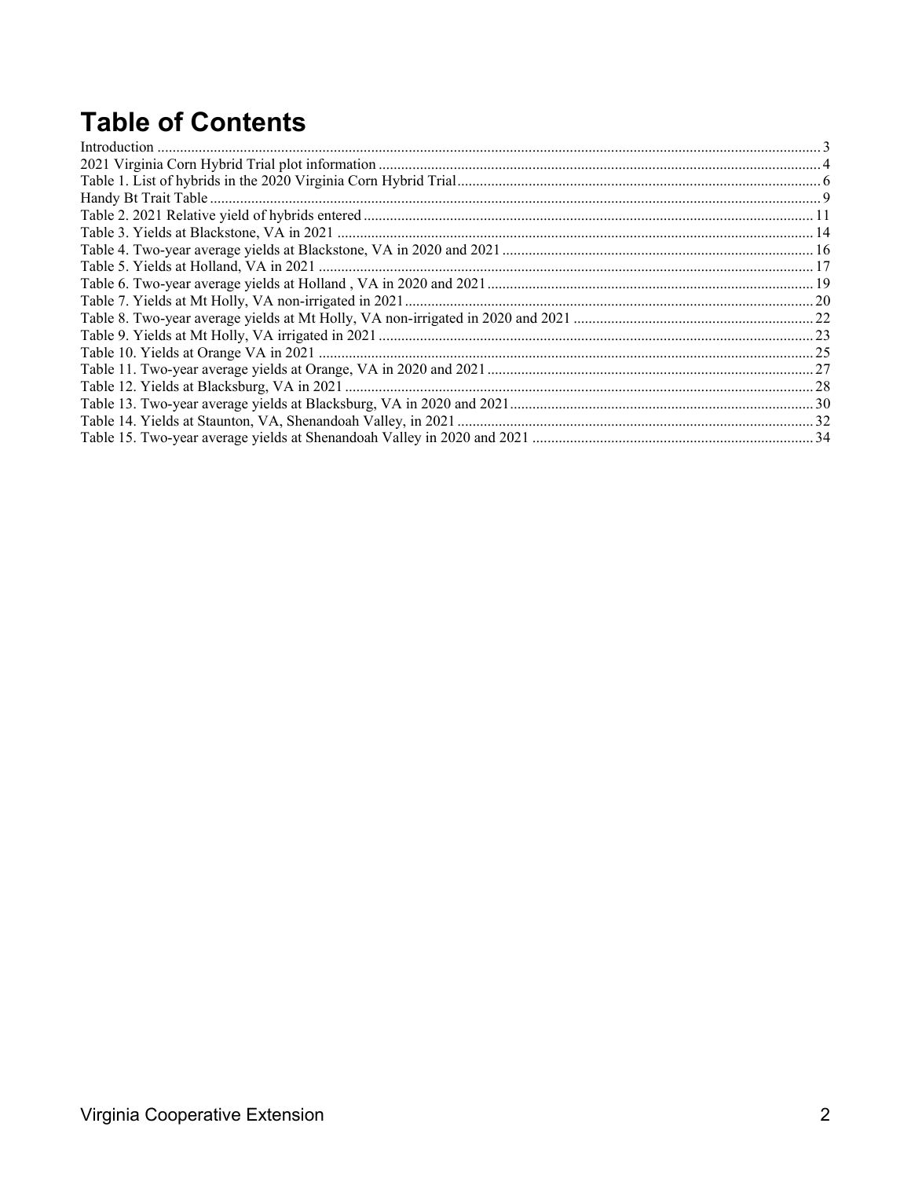# Table of Contents

Introduction ........................................................................................................................................................................ 3
2021 Virginia Corn Hybrid Trial plot information ....................................................................................................... 4
Table 1. List of hybrids in the 2020 Virginia Corn Hybrid Trial.................................................................................. 6
Handy Bt Trait Table ........................................................................................................................................................ 9
Table 2. 2021 Relative yield of hybrids entered ......................................................................................................... 11
Table 3. Yields at Blackstone, VA in 2021 ................................................................................................................ 14
Table 4. Two-year average yields at Blackstone, VA in 2020 and 2021 ..................................................................... 16
Table 5. Yields at Holland, VA in 2021 ..................................................................................................................... 17
Table 6. Two-year average yields at Holland , VA in 2020 and 2021 ........................................................................ 19
Table 7. Yields at Mt Holly, VA non-irrigated in 2021 .............................................................................................. 20
Table 8. Two-year average yields at Mt Holly, VA non-irrigated in 2020 and 2021 .................................................. 22
Table 9. Yields at Mt Holly, VA irrigated in 2021 ..................................................................................................... 23
Table 10. Yields at Orange VA in 2021 ..................................................................................................................... 25
Table 11. Two-year average yields at Orange, VA in 2020 and 2021 ........................................................................ 27
Table 12. Yields at Blacksburg, VA in 2021 .............................................................................................................. 28
Table 13. Two-year average yields at Blacksburg, VA in 2020 and 2021 .................................................................. 30
Table 14. Yields at Staunton, VA, Shenandoah Valley, in 2021 ................................................................................ 32
Table 15. Two-year average yields at Shenandoah Valley in 2020 and 2021 ............................................................ 34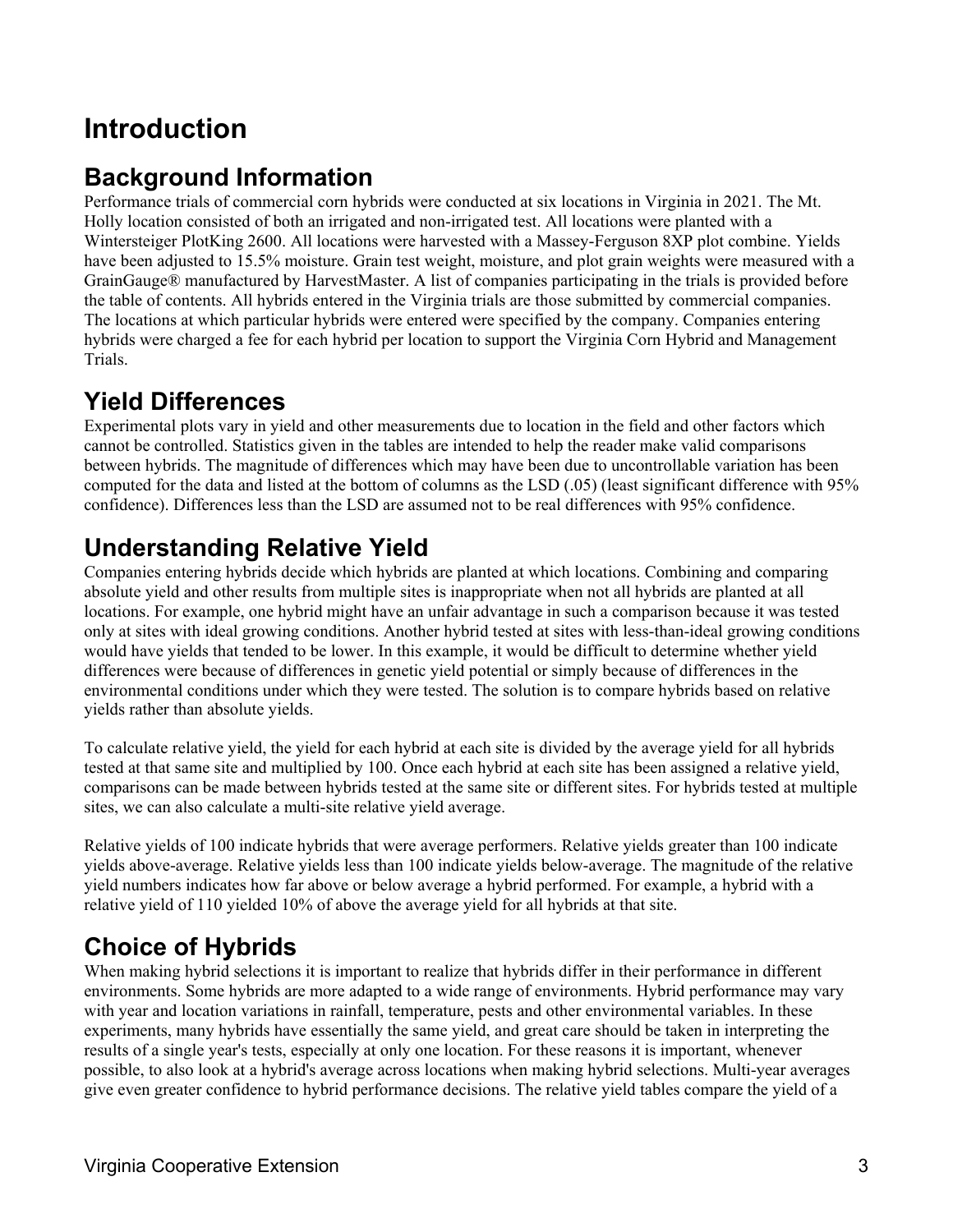# Introduction

## Background Information

Performance trials of commercial corn hybrids were conducted at six locations in Virginia in 2021. The Mt. Holly location consisted of both an irrigated and non-irrigated test. All locations were planted with a Wintersteiger PlotKing 2600. All locations were harvested with a Massey-Ferguson 8XP plot combine. Yields have been adjusted to 15.5% moisture. Grain test weight, moisture, and plot grain weights were measured with a GrainGauge® manufactured by HarvestMaster. A list of companies participating in the trials is provided before the table of contents. All hybrids entered in the Virginia trials are those submitted by commercial companies. The locations at which particular hybrids were entered were specified by the company. Companies entering hybrids were charged a fee for each hybrid per location to support the Virginia Corn Hybrid and Management Trials.

## Yield Differences

Experimental plots vary in yield and other measurements due to location in the field and other factors which cannot be controlled. Statistics given in the tables are intended to help the reader make valid comparisons between hybrids. The magnitude of differences which may have been due to uncontrollable variation has been computed for the data and listed at the bottom of columns as the LSD (.05) (least significant difference with 95% confidence). Differences less than the LSD are assumed not to be real differences with 95% confidence.

## Understanding Relative Yield

Companies entering hybrids decide which hybrids are planted at which locations. Combining and comparing absolute yield and other results from multiple sites is inappropriate when not all hybrids are planted at all locations. For example, one hybrid might have an unfair advantage in such a comparison because it was tested only at sites with ideal growing conditions. Another hybrid tested at sites with less-than-ideal growing conditions would have yields that tended to be lower. In this example, it would be difficult to determine whether yield differences were because of differences in genetic yield potential or simply because of differences in the environmental conditions under which they were tested. The solution is to compare hybrids based on relative yields rather than absolute yields.

To calculate relative yield, the yield for each hybrid at each site is divided by the average yield for all hybrids tested at that same site and multiplied by 100. Once each hybrid at each site has been assigned a relative yield, comparisons can be made between hybrids tested at the same site or different sites. For hybrids tested at multiple sites, we can also calculate a multi-site relative yield average.

Relative yields of 100 indicate hybrids that were average performers. Relative yields greater than 100 indicate yields above-average. Relative yields less than 100 indicate yields below-average. The magnitude of the relative yield numbers indicates how far above or below average a hybrid performed. For example, a hybrid with a relative yield of 110 yielded 10% of above the average yield for all hybrids at that site.

## Choice of Hybrids

When making hybrid selections it is important to realize that hybrids differ in their performance in different environments. Some hybrids are more adapted to a wide range of environments. Hybrid performance may vary with year and location variations in rainfall, temperature, pests and other environmental variables. In these experiments, many hybrids have essentially the same yield, and great care should be taken in interpreting the results of a single year's tests, especially at only one location. For these reasons it is important, whenever possible, to also look at a hybrid's average across locations when making hybrid selections. Multi-year averages give even greater confidence to hybrid performance decisions. The relative yield tables compare the yield of a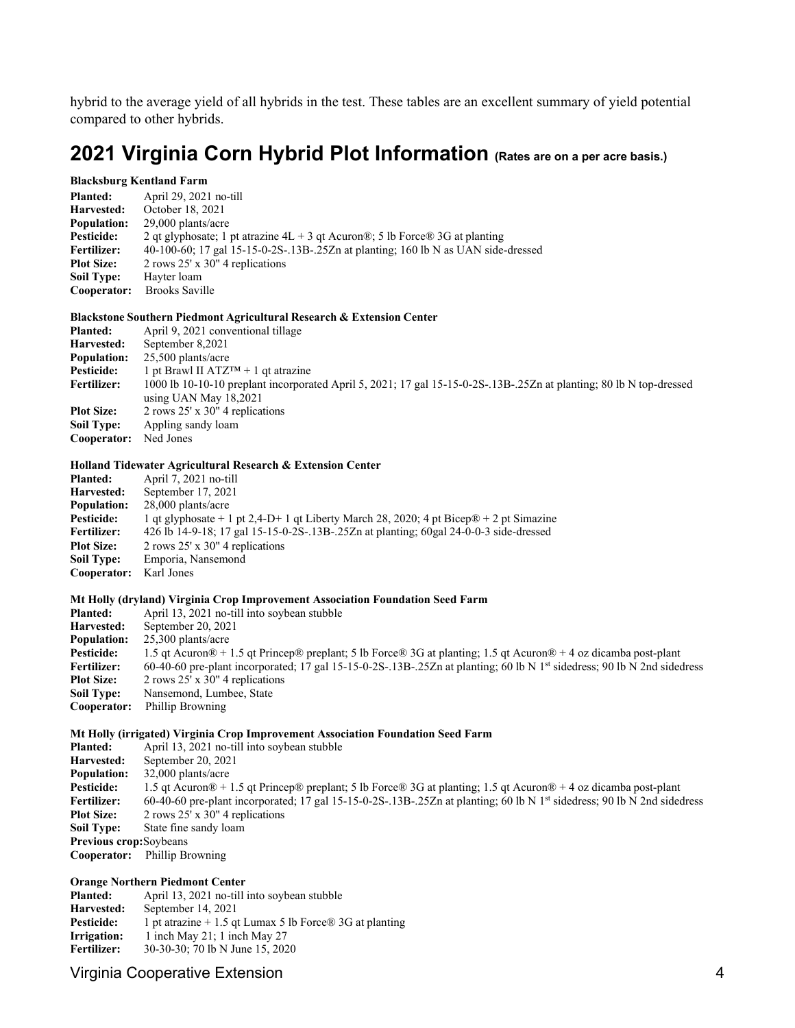hybrid to the average yield of all hybrids in the test. These tables are an excellent summary of yield potential compared to other hybrids.

## 2021 Virginia Corn Hybrid Plot Information (Rates are on a per acre basis.)

**Blacksburg Kentland Farm**

**Planted:** April 29, 2021 no-till
**Harvested:** October 18, 2021
**Population:** 29,000 plants/acre
**Pesticide:** 2 qt glyphosate; 1 pt atrazine 4L + 3 qt Acuron®; 5 lb Force® 3G at planting
**Fertilizer:** 40-100-60; 17 gal 15-15-0-2S-.13B-.25Zn at planting; 160 lb N as UAN side-dressed
**Plot Size:** 2 rows 25' x 30" 4 replications
**Soil Type:** Hayter loam
**Cooperator:** Brooks Saville

**Blackstone Southern Piedmont Agricultural Research & Extension Center**

**Planted:** April 9, 2021 conventional tillage
**Harvested:** September 8,2021
**Population:** 25,500 plants/acre
**Pesticide:** 1 pt Brawl II ATZ™ + 1 qt atrazine
**Fertilizer:** 1000 lb 10-10-10 preplant incorporated April 5, 2021; 17 gal 15-15-0-2S-.13B-.25Zn at planting; 80 lb N top-dressed using UAN May 18,2021
**Plot Size:** 2 rows 25' x 30" 4 replications
**Soil Type:** Appling sandy loam
**Cooperator:** Ned Jones

**Holland Tidewater Agricultural Research & Extension Center**

**Planted:** April 7, 2021 no-till
**Harvested:** September 17, 2021
**Population:** 28,000 plants/acre
**Pesticide:** 1 qt glyphosate + 1 pt 2,4-D+ 1 qt Liberty March 28, 2020; 4 pt Bicep® + 2 pt Simazine
**Fertilizer:** 426 lb 14-9-18; 17 gal 15-15-0-2S-.13B-.25Zn at planting; 60gal 24-0-0-3 side-dressed
**Plot Size:** 2 rows 25' x 30" 4 replications
**Soil Type:** Emporia, Nansemond
**Cooperator:** Karl Jones

**Mt Holly (dryland) Virginia Crop Improvement Association Foundation Seed Farm**

**Planted:** April 13, 2021 no-till into soybean stubble
**Harvested:** September 20, 2021
**Population:** 25,300 plants/acre
**Pesticide:** 1.5 qt Acuron® + 1.5 qt Princep® preplant; 5 lb Force® 3G at planting; 1.5 qt Acuron® + 4 oz dicamba post-plant
**Fertilizer:** 60-40-60 pre-plant incorporated; 17 gal 15-15-0-2S-.13B-.25Zn at planting; 60 lb N 1st sidedress; 90 lb N 2nd sidedress
**Plot Size:** 2 rows 25' x 30" 4 replications
**Soil Type:** Nansemond, Lumbee, State
**Cooperator:** Phillip Browning

**Mt Holly (irrigated) Virginia Crop Improvement Association Foundation Seed Farm**

**Planted:** April 13, 2021 no-till into soybean stubble
**Harvested:** September 20, 2021
**Population:** 32,000 plants/acre
**Pesticide:** 1.5 qt Acuron® + 1.5 qt Princep® preplant; 5 lb Force® 3G at planting; 1.5 qt Acuron® + 4 oz dicamba post-plant
**Fertilizer:** 60-40-60 pre-plant incorporated; 17 gal 15-15-0-2S-.13B-.25Zn at planting; 60 lb N 1st sidedress; 90 lb N 2nd sidedress
**Plot Size:** 2 rows 25' x 30" 4 replications
**Soil Type:** State fine sandy loam
**Previous crop:** Soybeans
**Cooperator:** Phillip Browning

**Orange Northern Piedmont Center**

**Planted:** April 13, 2021 no-till into soybean stubble
**Harvested:** September 14, 2021
**Pesticide:** 1 pt atrazine + 1.5 qt Lumax 5 lb Force® 3G at planting
**Irrigation:** 1 inch May 21; 1 inch May 27
**Fertilizer:** 30-30-30; 70 lb N June 15, 2020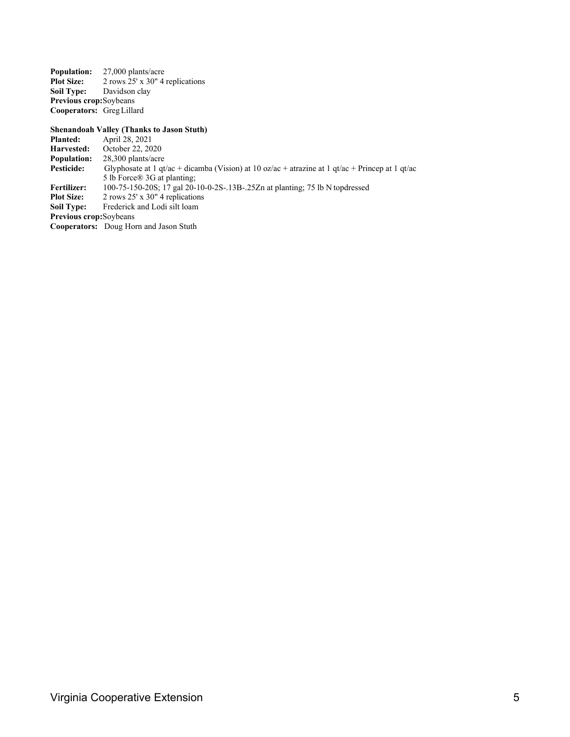**Population:** 27,000 plants/acre
**Plot Size:** 2 rows 25' x 30" 4 replications
**Soil Type:** Davidson clay
**Previous crop:** Soybeans
**Cooperators:** Greg Lillard

**Shenandoah Valley (Thanks to Jason Stuth)**
**Planted:** April 28, 2021
**Harvested:** October 22, 2020
**Population:** 28,300 plants/acre
**Pesticide:** Glyphosate at 1 qt/ac + dicamba (Vision) at 10 oz/ac + atrazine at 1 qt/ac + Princep at 1 qt/ac
5 lb Force® 3G at planting;
**Fertilizer:** 100-75-150-20S; 17 gal 20-10-0-2S-.13B-.25Zn at planting; 75 lb N topdressed
**Plot Size:** 2 rows 25' x 30" 4 replications
**Soil Type:** Frederick and Lodi silt loam
**Previous crop:** Soybeans
**Cooperators:** Doug Horn and Jason Stuth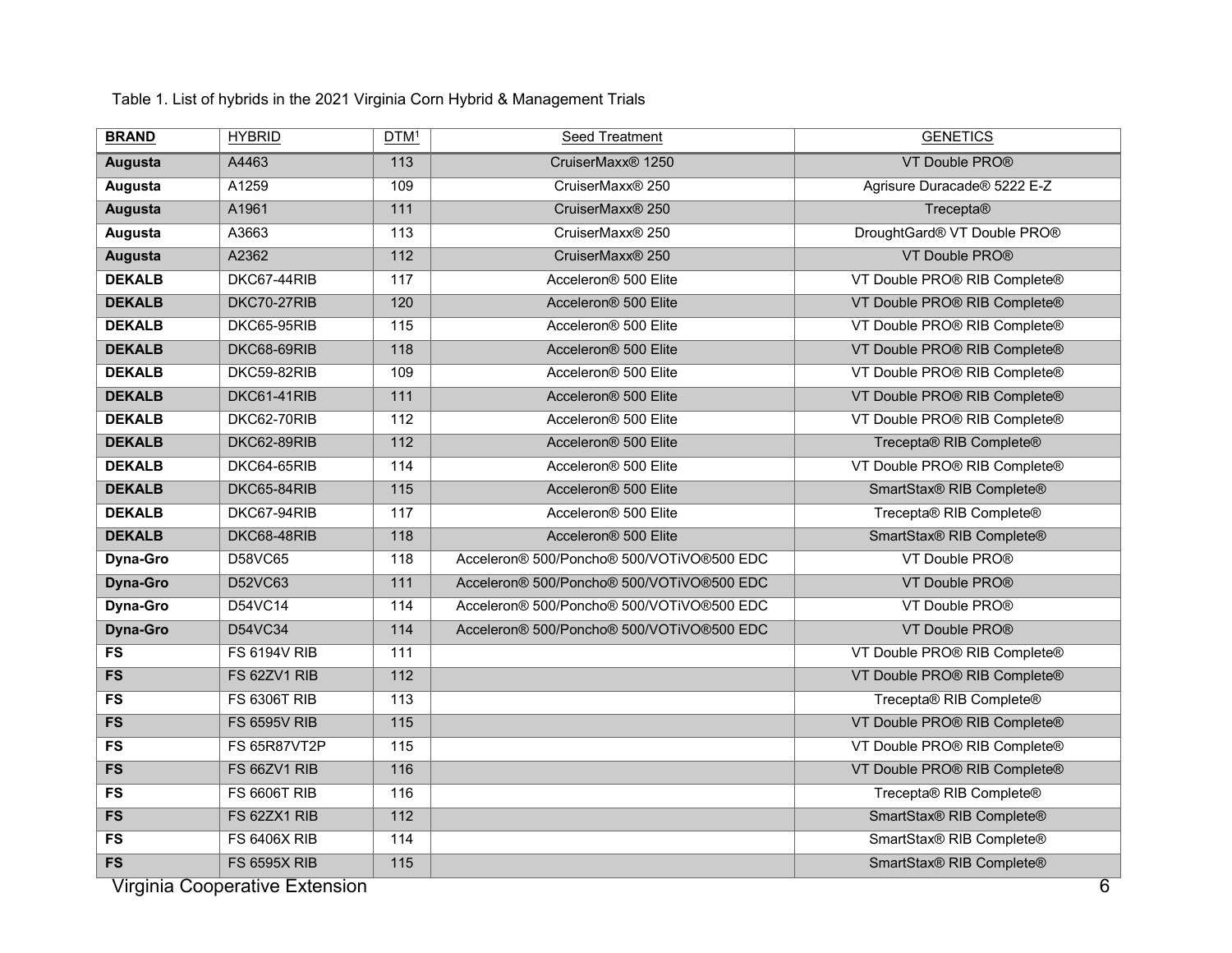Table 1. List of hybrids in the 2021 Virginia Corn Hybrid & Management Trials

| BRAND | HYBRID | DTM[1] | Seed Treatment | GENETICS |
|---|---|---|---|---|
| **Augusta** | A4463 | 113 | CruiserMaxx® 1250 | VT Double PRO® |
| **Augusta** | A1259 | 109 | CruiserMaxx® 250 | Agrisure Duracade® 5222 E-Z |
| **Augusta** | A1961 | 111 | CruiserMaxx® 250 | Trecepta® |
| **Augusta** | A3663 | 113 | CruiserMaxx® 250 | DroughtGard® VT Double PRO® |
| **Augusta** | A2362 | 112 | CruiserMaxx® 250 | VT Double PRO® |
| **DEKALB** | DKC67-44RIB | 117 | Acceleron® 500 Elite | VT Double PRO® RIB Complete® |
| **DEKALB** | DKC70-27RIB | 120 | Acceleron® 500 Elite | VT Double PRO® RIB Complete® |
| **DEKALB** | DKC65-95RIB | 115 | Acceleron® 500 Elite | VT Double PRO® RIB Complete® |
| **DEKALB** | DKC68-69RIB | 118 | Acceleron® 500 Elite | VT Double PRO® RIB Complete® |
| **DEKALB** | DKC59-82RIB | 109 | Acceleron® 500 Elite | VT Double PRO® RIB Complete® |
| **DEKALB** | DKC61-41RIB | 111 | Acceleron® 500 Elite | VT Double PRO® RIB Complete® |
| **DEKALB** | DKC62-70RIB | 112 | Acceleron® 500 Elite | VT Double PRO® RIB Complete® |
| **DEKALB** | DKC62-89RIB | 112 | Acceleron® 500 Elite | Trecepta® RIB Complete® |
| **DEKALB** | DKC64-65RIB | 114 | Acceleron® 500 Elite | VT Double PRO® RIB Complete® |
| **DEKALB** | DKC65-84RIB | 115 | Acceleron® 500 Elite | SmartStax® RIB Complete® |
| **DEKALB** | DKC67-94RIB | 117 | Acceleron® 500 Elite | Trecepta® RIB Complete® |
| **DEKALB** | DKC68-48RIB | 118 | Acceleron® 500 Elite | SmartStax® RIB Complete® |
| **Dyna-Gro** | D58VC65 | 118 | Acceleron® 500/Poncho® 500/VOTiVO®500 EDC | VT Double PRO® |
| **Dyna-Gro** | D52VC63 | 111 | Acceleron® 500/Poncho® 500/VOTiVO®500 EDC | VT Double PRO® |
| **Dyna-Gro** | D54VC14 | 114 | Acceleron® 500/Poncho® 500/VOTiVO®500 EDC | VT Double PRO® |
| **Dyna-Gro** | D54VC34 | 114 | Acceleron® 500/Poncho® 500/VOTiVO®500 EDC | VT Double PRO® |
| **FS** | FS 6194V RIB | 111 | | VT Double PRO® RIB Complete® |
| **FS** | FS 62ZV1 RIB | 112 | | VT Double PRO® RIB Complete® |
| **FS** | FS 6306T RIB | 113 | | Trecepta® RIB Complete® |
| **FS** | FS 6595V RIB | 115 | | VT Double PRO® RIB Complete® |
| **FS** | FS 65R87VT2P | 115 | | VT Double PRO® RIB Complete® |
| **FS** | FS 66ZV1 RIB | 116 | | VT Double PRO® RIB Complete® |
| **FS** | FS 6606T RIB | 116 | | Trecepta® RIB Complete® |
| **FS** | FS 62ZX1 RIB | 112 | | SmartStax® RIB Complete® |
| **FS** | FS 6406X RIB | 114 | | SmartStax® RIB Complete® |
| **FS** | FS 6595X RIB | 115 | | SmartStax® RIB Complete® |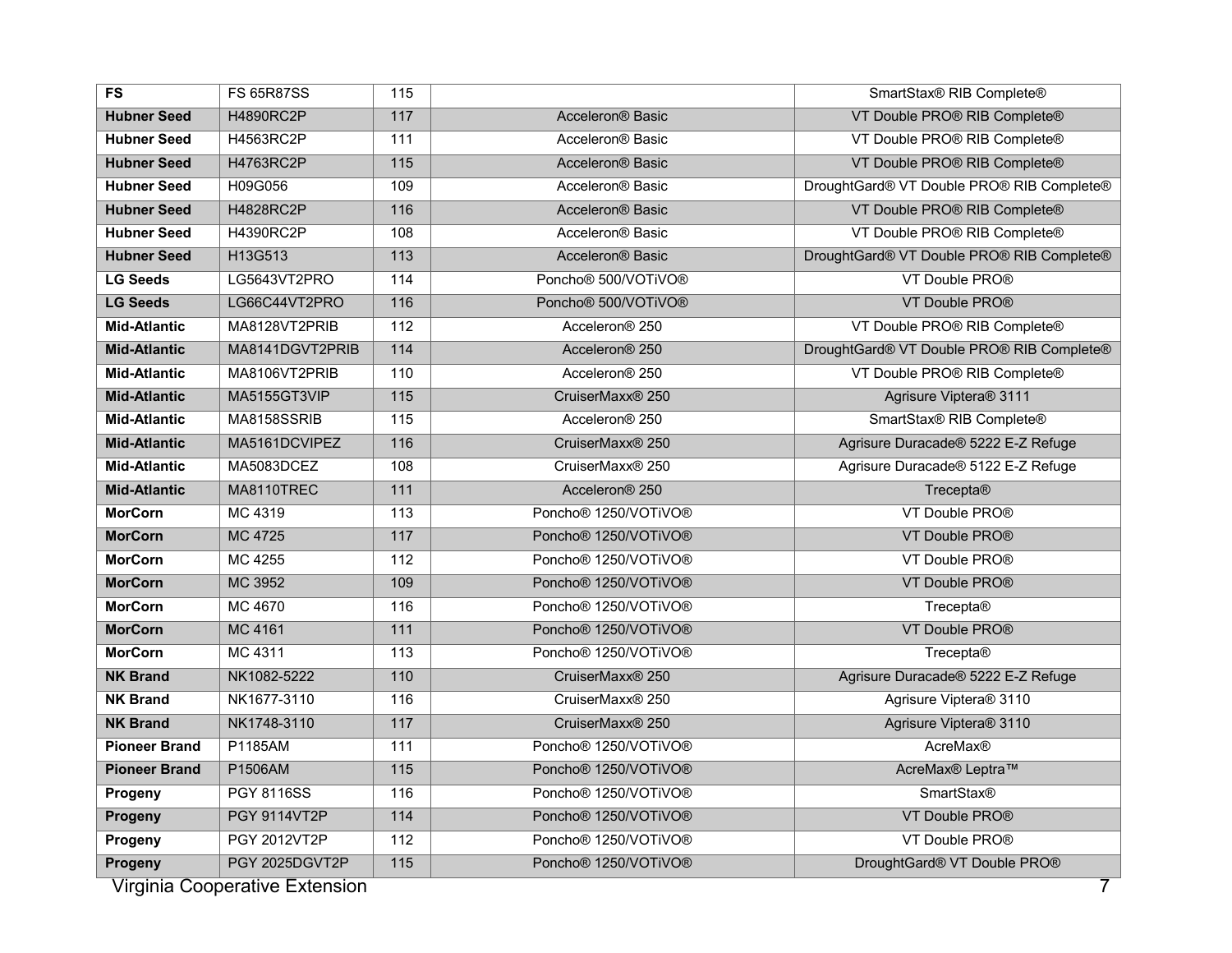| | | | | |
|---|---|---|---|---|
| **FS** | FS 65R87SS | 115 | | SmartStax® RIB Complete® |
| **Hubner Seed** | H4890RC2P | 117 | Acceleron® Basic | VT Double PRO® RIB Complete® |
| **Hubner Seed** | H4563RC2P | 111 | Acceleron® Basic | VT Double PRO® RIB Complete® |
| **Hubner Seed** | H4763RC2P | 115 | Acceleron® Basic | VT Double PRO® RIB Complete® |
| **Hubner Seed** | H09G056 | 109 | Acceleron® Basic | DroughtGard® VT Double PRO® RIB Complete® |
| **Hubner Seed** | H4828RC2P | 116 | Acceleron® Basic | VT Double PRO® RIB Complete® |
| **Hubner Seed** | H4390RC2P | 108 | Acceleron® Basic | VT Double PRO® RIB Complete® |
| **Hubner Seed** | H13G513 | 113 | Acceleron® Basic | DroughtGard® VT Double PRO® RIB Complete® |
| **LG Seeds** | LG5643VT2PRO | 114 | Poncho® 500/VOTiVO® | VT Double PRO® |
| **LG Seeds** | LG66C44VT2PRO | 116 | Poncho® 500/VOTiVO® | VT Double PRO® |
| **Mid-Atlantic** | MA8128VT2PRIB | 112 | Acceleron® 250 | VT Double PRO® RIB Complete® |
| **Mid-Atlantic** | MA8141DGVT2PRIB | 114 | Acceleron® 250 | DroughtGard® VT Double PRO® RIB Complete® |
| **Mid-Atlantic** | MA8106VT2PRIB | 110 | Acceleron® 250 | VT Double PRO® RIB Complete® |
| **Mid-Atlantic** | MA5155GT3VIP | 115 | CruiserMaxx® 250 | Agrisure Viptera® 3111 |
| **Mid-Atlantic** | MA8158SSRIB | 115 | Acceleron® 250 | SmartStax® RIB Complete® |
| **Mid-Atlantic** | MA5161DCVIPEZ | 116 | CruiserMaxx® 250 | Agrisure Duracade® 5222 E-Z Refuge |
| **Mid-Atlantic** | MA5083DCEZ | 108 | CruiserMaxx® 250 | Agrisure Duracade® 5122 E-Z Refuge |
| **Mid-Atlantic** | MA8110TREC | 111 | Acceleron® 250 | Trecepta® |
| **MorCorn** | MC 4319 | 113 | Poncho® 1250/VOTiVO® | VT Double PRO® |
| **MorCorn** | MC 4725 | 117 | Poncho® 1250/VOTiVO® | VT Double PRO® |
| **MorCorn** | MC 4255 | 112 | Poncho® 1250/VOTiVO® | VT Double PRO® |
| **MorCorn** | MC 3952 | 109 | Poncho® 1250/VOTiVO® | VT Double PRO® |
| **MorCorn** | MC 4670 | 116 | Poncho® 1250/VOTiVO® | Trecepta® |
| **MorCorn** | MC 4161 | 111 | Poncho® 1250/VOTiVO® | VT Double PRO® |
| **MorCorn** | MC 4311 | 113 | Poncho® 1250/VOTiVO® | Trecepta® |
| **NK Brand** | NK1082-5222 | 110 | CruiserMaxx® 250 | Agrisure Duracade® 5222 E-Z Refuge |
| **NK Brand** | NK1677-3110 | 116 | CruiserMaxx® 250 | Agrisure Viptera® 3110 |
| **NK Brand** | NK1748-3110 | 117 | CruiserMaxx® 250 | Agrisure Viptera® 3110 |
| **Pioneer Brand** | P1185AM | 111 | Poncho® 1250/VOTiVO® | AcreMax® |
| **Pioneer Brand** | P1506AM | 115 | Poncho® 1250/VOTiVO® | AcreMax® Leptra™ |
| **Progeny** | PGY 8116SS | 116 | Poncho® 1250/VOTiVO® | SmartStax® |
| **Progeny** | PGY 9114VT2P | 114 | Poncho® 1250/VOTiVO® | VT Double PRO® |
| **Progeny** | PGY 2012VT2P | 112 | Poncho® 1250/VOTiVO® | VT Double PRO® |
| **Progeny** | PGY 2025DGVT2P | 115 | Poncho® 1250/VOTiVO® | DroughtGard® VT Double PRO® |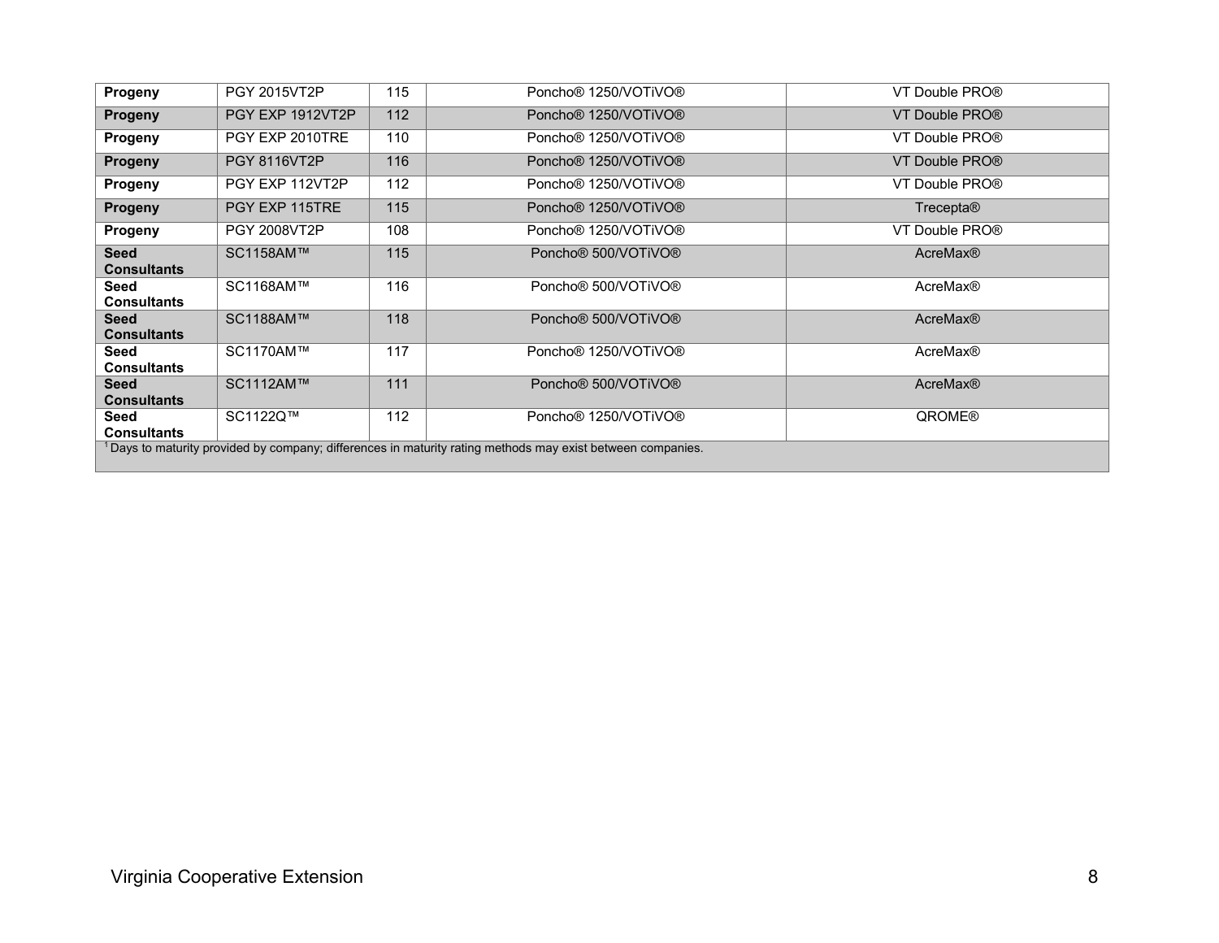| | | | | |
|---|---|---|---|---|
| **Progeny** | PGY 2015VT2P | 115 | Poncho® 1250/VOTiVO® | VT Double PRO® |
| **Progeny** | PGY EXP 1912VT2P | 112 | Poncho® 1250/VOTiVO® | VT Double PRO® |
| **Progeny** | PGY EXP 2010TRE | 110 | Poncho® 1250/VOTiVO® | VT Double PRO® |
| **Progeny** | PGY 8116VT2P | 116 | Poncho® 1250/VOTiVO® | VT Double PRO® |
| **Progeny** | PGY EXP 112VT2P | 112 | Poncho® 1250/VOTiVO® | VT Double PRO® |
| **Progeny** | PGY EXP 115TRE | 115 | Poncho® 1250/VOTiVO® | Trecepta® |
| **Progeny** | PGY 2008VT2P | 108 | Poncho® 1250/VOTiVO® | VT Double PRO® |
| **Seed Consultants** | SC1158AM™ | 115 | Poncho® 500/VOTiVO® | AcreMax® |
| **Seed Consultants** | SC1168AM™ | 116 | Poncho® 500/VOTiVO® | AcreMax® |
| **Seed Consultants** | SC1188AM™ | 118 | Poncho® 500/VOTiVO® | AcreMax® |
| **Seed Consultants** | SC1170AM™ | 117 | Poncho® 1250/VOTiVO® | AcreMax® |
| **Seed Consultants** | SC1112AM™ | 111 | Poncho® 500/VOTiVO® | AcreMax® |
| **Seed Consultants** | SC1122Q™ | 112 | Poncho® 1250/VOTiVO® | QROME® |

[1] Days to maturity provided by company; differences in maturity rating methods may exist between companies.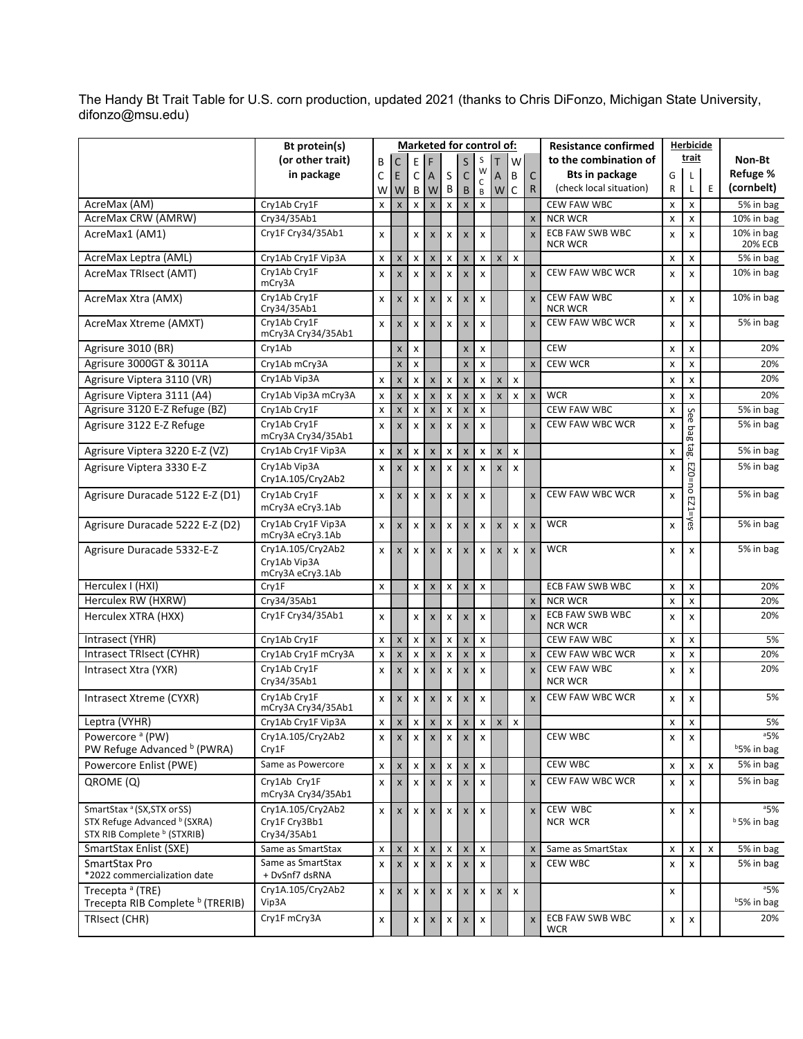The Handy Bt Trait Table for U.S. corn production, updated 2021 (thanks to Chris DiFonzo, Michigan State University, difonzo@msu.edu)

| | Bt protein(s) (or other trait) in package | Marketed for control of: | | | | | | | | | | | Resistance confirmed to the combination of Bts in package (check local situation) | Herbicide trait | | | Non-Bt Refuge % (cornbelt) |
|---|---|---|---|---|---|---|---|---|---|---|---|---|---|---|---|---|---|
| | | BCW | CEW | ECB | FAW | SB | SCB | SWCB | TAW | WBC | CR | | | GR | LL | E | |
| AcreMax (AM) | Cry1Ab Cry1F | x | x | x | x | x | x | x | | | | | CEW FAW WBC | x | x | | 5% in bag |
| AcreMax CRW (AMRW) | Cry34/35Ab1 | | | | | | | | | | x | | NCR WCR | x | x | | 10% in bag |
| AcreMax1 (AM1) | Cry1F Cry34/35Ab1 | x | | x | x | x | x | x | | | x | | ECB FAW SWB WBC NCR WCR | x | x | | 10% in bag 20% ECB |
| AcreMax Leptra (AML) | Cry1Ab Cry1F Vip3A | x | x | x | x | x | x | x | x | x | | | | x | x | | 5% in bag |
| AcreMax TRIsect (AMT) | Cry1Ab Cry1F mCry3A | x | x | x | x | x | x | x | | | x | | CEW FAW WBC WCR | x | x | | 10% in bag |
| AcreMax Xtra (AMX) | Cry1Ab Cry1F Cry34/35Ab1 | x | x | x | x | x | x | x | | | x | | CEW FAW WBC NCR WCR | x | x | | 10% in bag |
| AcreMax Xtreme (AMXT) | Cry1Ab Cry1F mCry3A Cry34/35Ab1 | x | x | x | x | x | x | x | | | x | | CEW FAW WBC WCR | x | x | | 5% in bag |
| Agrisure 3010 (BR) | Cry1Ab | | x | x | | | x | x | | | | | CEW | x | x | | 20% |
| Agrisure 3000GT & 3011A | Cry1Ab mCry3A | | x | x | | | x | x | | | x | | CEW WCR | x | x | | 20% |
| Agrisure Viptera 3110 (VR) | Cry1Ab Vip3A | x | x | x | x | x | x | x | x | x | | | | x | x | | 20% |
| Agrisure Viptera 3111 (A4) | Cry1Ab Vip3A mCry3A | x | x | x | x | x | x | x | x | x | x | | WCR | x | x | | 20% |
| Agrisure 3120 E-Z Refuge (BZ) | Cry1Ab Cry1F | x | x | x | x | x | x | x | | | | | CEW FAW WBC | x | See bag tag, EZ0=no EZ1=yes | | 5% in bag |
| Agrisure 3122 E-Z Refuge | Cry1Ab Cry1F mCry3A Cry34/35Ab1 | x | x | x | x | x | x | x | | | x | | CEW FAW WBC WCR | x | | | 5% in bag |
| Agrisure Viptera 3220 E-Z (VZ) | Cry1Ab Cry1F Vip3A | x | x | x | x | x | x | x | x | x | | | | x | | | 5% in bag |
| Agrisure Viptera 3330 E-Z | Cry1Ab Vip3A Cry1A.105/Cry2Ab2 | x | x | x | x | x | x | x | x | x | | | | x | | | 5% in bag |
| Agrisure Duracade 5122 E-Z (D1) | Cry1Ab Cry1F mCry3A eCry3.1Ab | x | x | x | x | x | x | x | | | x | | CEW FAW WBC WCR | x | | | 5% in bag |
| Agrisure Duracade 5222 E-Z (D2) | Cry1Ab Cry1F Vip3A mCry3A eCry3.1Ab | x | x | x | x | x | x | x | x | x | x | | WCR | x | | | 5% in bag |
| Agrisure Duracade 5332-E-Z | Cry1A.105/Cry2Ab2 Cry1Ab Vip3A mCry3A eCry3.1Ab | x | x | x | x | x | x | x | x | x | x | | WCR | x | x | | 5% in bag |
| Herculex I (HXI) | Cry1F | x | | x | x | x | x | x | | | | | ECB FAW SWB WBC | x | x | | 20% |
| Herculex RW (HXRW) | Cry34/35Ab1 | | | | | | | | | | x | | NCR WCR | x | x | | 20% |
| Herculex XTRA (HXX) | Cry1F Cry34/35Ab1 | x | | x | x | x | x | x | | | x | | ECB FAW SWB WBC NCR WCR | x | x | | 20% |
| Intrasect (YHR) | Cry1Ab Cry1F | x | x | x | x | x | x | x | | | | | CEW FAW WBC | x | x | | 5% |
| Intrasect TRIsect (CYHR) | Cry1Ab Cry1F mCry3A | x | x | x | x | x | x | x | | | x | | CEW FAW WBC WCR | x | x | | 20% |
| Intrasect Xtra (YXR) | Cry1Ab Cry1F Cry34/35Ab1 | x | x | x | x | x | x | x | | | x | | CEW FAW WBC NCR WCR | x | x | | 20% |
| Intrasect Xtreme (CYXR) | Cry1Ab Cry1F mCry3A Cry34/35Ab1 | x | x | x | x | x | x | x | | | x | | CEW FAW WBC WCR | x | x | | 5% |
| Leptra (VYHR) | Cry1Ab Cry1F Vip3A | x | x | x | x | x | x | x | x | x | | | | x | x | | 5% |
| Powercore [a] (PW) PW Refuge Advanced [b] (PWRA) | Cry1A.105/Cry2Ab2 Cry1F | x | x | x | x | x | x | x | | | | | CEW WBC | x | x | | [a]5% [b]5% in bag |
| Powercore Enlist (PWE) | Same as Powercore | x | x | x | x | x | x | x | | | | | CEW WBC | x | x | x | 5% in bag |
| QROME (Q) | Cry1Ab Cry1F mCry3A Cry34/35Ab1 | x | x | x | x | x | x | x | | | x | | CEW FAW WBC WCR | x | x | | 5% in bag |
| SmartStax [a] (SX,STX or SS) STX Refuge Advanced [b] (SXRA) STX RIB Complete [b] (STXRIB) | Cry1A.105/Cry2Ab2 Cry1F Cry3Bb1 Cry34/35Ab1 | x | x | x | x | x | x | x | | | x | | CEW WBC NCR WCR | x | x | | [a]5% [b]5% in bag |
| SmartStax Enlist (SXE) | Same as SmartStax | x | x | x | x | x | x | x | | | x | | Same as SmartStax | x | x | x | 5% in bag |
| SmartStax Pro *2022 commercialization date | Same as SmartStax + DvSnf7 dsRNA | x | x | x | x | x | x | x | | | x | | CEW WBC | x | x | | 5% in bag |
| Trecepta [a] (TRE) Trecepta RIB Complete [b] (TRERIB) | Cry1A.105/Cry2Ab2 Vip3A | x | x | x | x | x | x | x | x | x | | | | x | | | [a]5% [b]5% in bag |
| TRIsect (CHR) | Cry1F mCry3A | x | | x | x | x | x | x | | | x | | ECB FAW SWB WBC WCR | x | x | | 20% |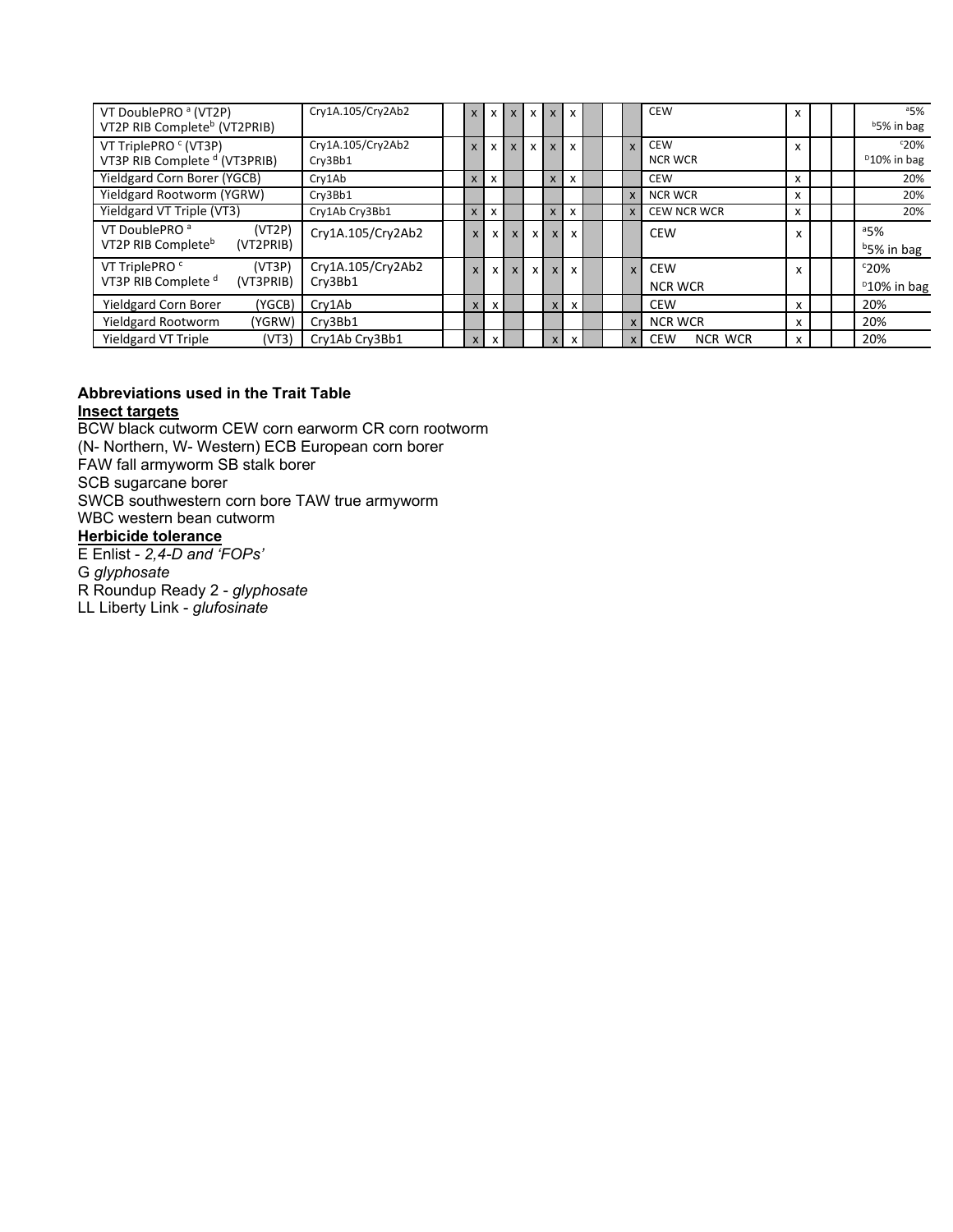| | | | | | | | | | | | | | | | | |
|---|---|---|---|---|---|---|---|---|---|---|---|---|---|---|---|---|
| VT DoublePRO [a] (VT2P)<br>VT2P RIB Complete[b] (VT2PRIB) | Cry1A.105/Cry2Ab2 | | x | x | x | x | x | x | | | | CEW | x | | | [a]5%<br>[b]5% in bag |
| VT TriplePRO [c] (VT3P)<br>VT3P RIB Complete [d] (VT3PRIB) | Cry1A.105/Cry2Ab2<br>Cry3Bb1 | | x | x | x | x | x | x | | | x | CEW<br>NCR WCR | x | | | [c]20%<br>[D]10% in bag |
| Yieldgard Corn Borer (YGCB) | Cry1Ab | | x | x | | | x | x | | | | CEW | x | | | 20% |
| Yieldgard Rootworm (YGRW) | Cry3Bb1 | | | | | | | | | | x | NCR WCR | x | | | 20% |
| Yieldgard VT Triple (VT3) | Cry1Ab Cry3Bb1 | | x | x | | | x | x | | | x | CEW NCR WCR | x | | | 20% |
| VT DoublePRO [a] (VT2P)<br>VT2P RIB Complete[b] (VT2PRIB) | Cry1A.105/Cry2Ab2 | | x | x | x | x | x | x | | | | CEW | x | | | [a]5%<br>[b]5% in bag |
| VT TriplePRO [c] (VT3P)<br>VT3P RIB Complete [d] (VT3PRIB) | Cry1A.105/Cry2Ab2<br>Cry3Bb1 | | x | x | x | x | x | x | | | x | CEW<br>NCR WCR | x | | | [c]20%<br>[D]10% in bag |
| Yieldgard Corn Borer (YGCB) | Cry1Ab | | x | x | | | x | x | | | | CEW | x | | | 20% |
| Yieldgard Rootworm (YGRW) | Cry3Bb1 | | | | | | | | | | x | NCR WCR | x | | | 20% |
| Yieldgard VT Triple (VT3) | Cry1Ab Cry3Bb1 | | x | x | | | x | x | | | x | CEW NCR WCR | x | | | 20% |

**Abbreviations used in the Trait Table**

**Insect targets**

BCW black cutworm CEW corn earworm CR corn rootworm
(N- Northern, W- Western) ECB European corn borer
FAW fall armyworm SB stalk borer
SCB sugarcane borer
SWCB southwestern corn bore TAW true armyworm
WBC western bean cutworm

**Herbicide tolerance**

E Enlist - *2,4-D and 'FOPs'*
G *glyphosate*
R Roundup Ready 2 - *glyphosate*
LL Liberty Link - *glufosinate*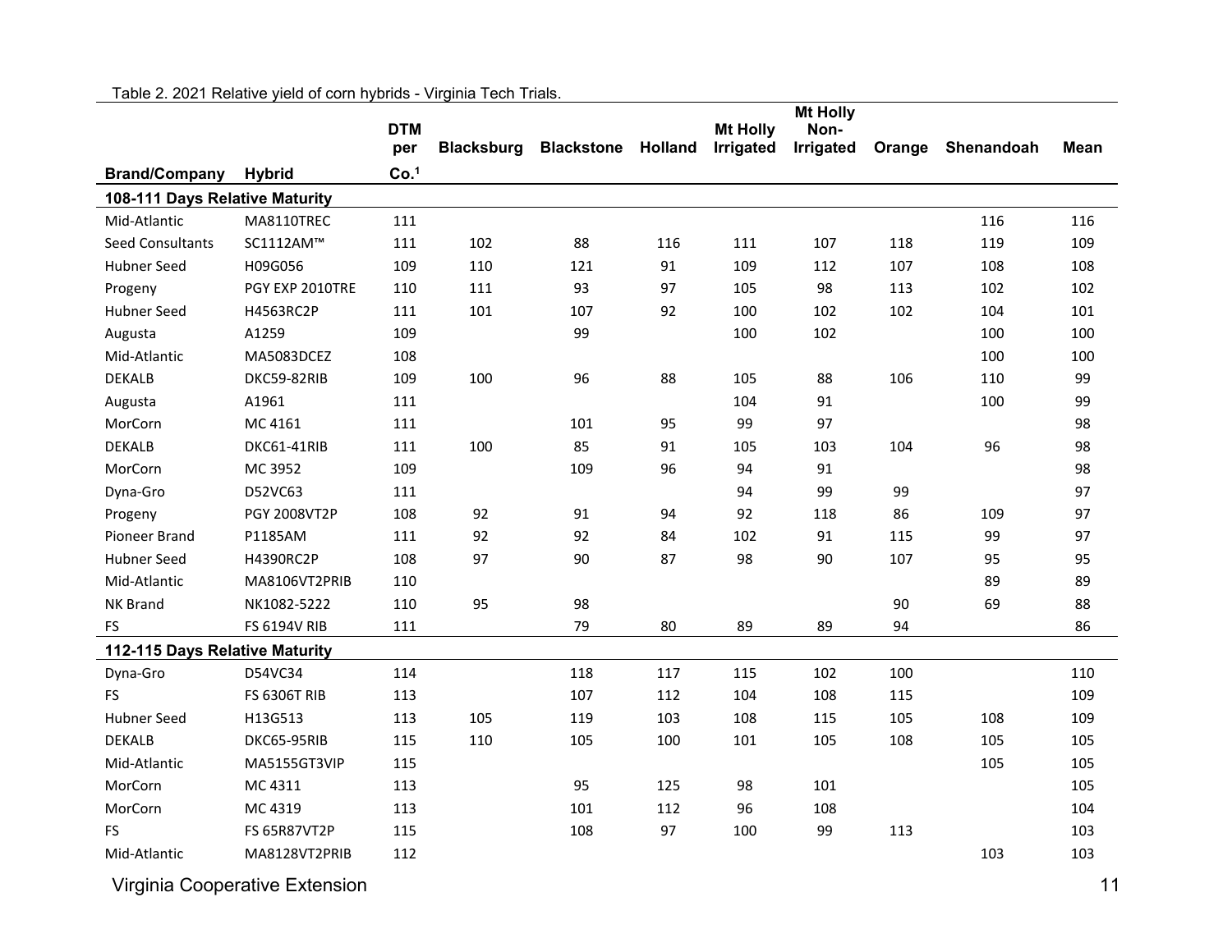Table 2. 2021 Relative yield of corn hybrids - Virginia Tech Trials.

| Brand/Company | Hybrid | DTM per Co.[1] | Blacksburg | Blackstone | Holland | Mt Holly Irrigated | Mt Holly Non-Irrigated | Orange | Shenandoah | Mean |
|---|---|---|---|---|---|---|---|---|---|---|
| **108-111 Days Relative Maturity** | | | | | | | | | | |
| Mid-Atlantic | MA8110TREC | 111 | | | | | | | 116 | 116 |
| Seed Consultants | SC1112AM™ | 111 | 102 | 88 | 116 | 111 | 107 | 118 | 119 | 109 |
| Hubner Seed | H09G056 | 109 | 110 | 121 | 91 | 109 | 112 | 107 | 108 | 108 |
| Progeny | PGY EXP 2010TRE | 110 | 111 | 93 | 97 | 105 | 98 | 113 | 102 | 102 |
| Hubner Seed | H4563RC2P | 111 | 101 | 107 | 92 | 100 | 102 | 102 | 104 | 101 |
| Augusta | A1259 | 109 | | 99 | | 100 | 102 | | 100 | 100 |
| Mid-Atlantic | MA5083DCEZ | 108 | | | | | | | 100 | 100 |
| DEKALB | DKC59-82RIB | 109 | 100 | 96 | 88 | 105 | 88 | 106 | 110 | 99 |
| Augusta | A1961 | 111 | | | | 104 | 91 | | 100 | 99 |
| MorCorn | MC 4161 | 111 | | 101 | 95 | 99 | 97 | | | 98 |
| DEKALB | DKC61-41RIB | 111 | 100 | 85 | 91 | 105 | 103 | 104 | 96 | 98 |
| MorCorn | MC 3952 | 109 | | 109 | 96 | 94 | 91 | | | 98 |
| Dyna-Gro | D52VC63 | 111 | | | | 94 | 99 | 99 | | 97 |
| Progeny | PGY 2008VT2P | 108 | 92 | 91 | 94 | 92 | 118 | 86 | 109 | 97 |
| Pioneer Brand | P1185AM | 111 | 92 | 92 | 84 | 102 | 91 | 115 | 99 | 97 |
| Hubner Seed | H4390RC2P | 108 | 97 | 90 | 87 | 98 | 90 | 107 | 95 | 95 |
| Mid-Atlantic | MA8106VT2PRIB | 110 | | | | | | | 89 | 89 |
| NK Brand | NK1082-5222 | 110 | 95 | 98 | | | | 90 | 69 | 88 |
| FS | FS 6194V RIB | 111 | | 79 | 80 | 89 | 89 | 94 | | 86 |
| **112-115 Days Relative Maturity** | | | | | | | | | | |
| Dyna-Gro | D54VC34 | 114 | | 118 | 117 | 115 | 102 | 100 | | 110 |
| FS | FS 6306T RIB | 113 | | 107 | 112 | 104 | 108 | 115 | | 109 |
| Hubner Seed | H13G513 | 113 | 105 | 119 | 103 | 108 | 115 | 105 | 108 | 109 |
| DEKALB | DKC65-95RIB | 115 | 110 | 105 | 100 | 101 | 105 | 108 | 105 | 105 |
| Mid-Atlantic | MA5155GT3VIP | 115 | | | | | | | 105 | 105 |
| MorCorn | MC 4311 | 113 | | 95 | 125 | 98 | 101 | | | 105 |
| MorCorn | MC 4319 | 113 | | 101 | 112 | 96 | 108 | | | 104 |
| FS | FS 65R87VT2P | 115 | | 108 | 97 | 100 | 99 | 113 | | 103 |
| Mid-Atlantic | MA8128VT2PRIB | 112 | | | | | | | 103 | 103 |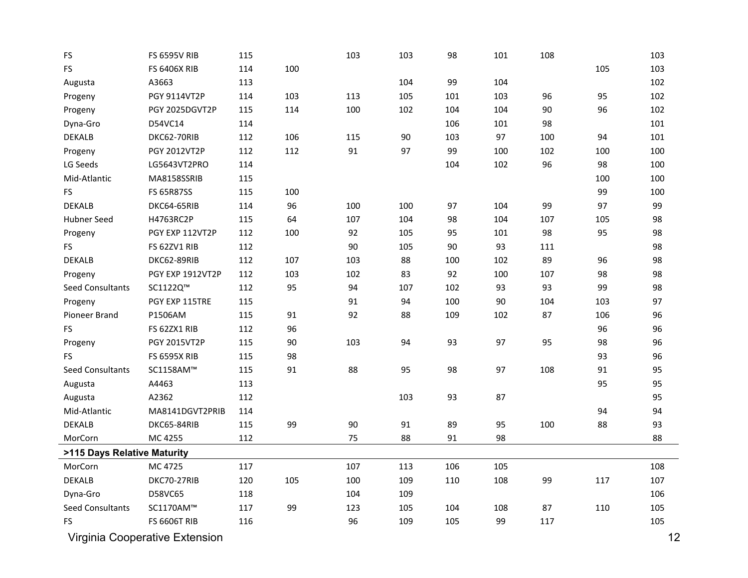| | | | | | | | | | | |
|---|---|---|---|---|---|---|---|---|---|---|
| FS | FS 6595V RIB | 115 | | 103 | 103 | 98 | 101 | 108 | | 103 |
| FS | FS 6406X RIB | 114 | 100 | | | | | | 105 | 103 |
| Augusta | A3663 | 113 | | | 104 | 99 | 104 | | | 102 |
| Progeny | PGY 9114VT2P | 114 | 103 | 113 | 105 | 101 | 103 | 96 | 95 | 102 |
| Progeny | PGY 2025DGVT2P | 115 | 114 | 100 | 102 | 104 | 104 | 90 | 96 | 102 |
| Dyna-Gro | D54VC14 | 114 | | | | 106 | 101 | 98 | | 101 |
| DEKALB | DKC62-70RIB | 112 | 106 | 115 | 90 | 103 | 97 | 100 | 94 | 101 |
| Progeny | PGY 2012VT2P | 112 | 112 | 91 | 97 | 99 | 100 | 102 | 100 | 100 |
| LG Seeds | LG5643VT2PRO | 114 | | | | 104 | 102 | 96 | 98 | 100 |
| Mid-Atlantic | MA8158SSRIB | 115 | | | | | | | 100 | 100 |
| FS | FS 65R87SS | 115 | 100 | | | | | | 99 | 100 |
| DEKALB | DKC64-65RIB | 114 | 96 | 100 | 100 | 97 | 104 | 99 | 97 | 99 |
| Hubner Seed | H4763RC2P | 115 | 64 | 107 | 104 | 98 | 104 | 107 | 105 | 98 |
| Progeny | PGY EXP 112VT2P | 112 | 100 | 92 | 105 | 95 | 101 | 98 | 95 | 98 |
| FS | FS 62ZV1 RIB | 112 | | 90 | 105 | 90 | 93 | 111 | | 98 |
| DEKALB | DKC62-89RIB | 112 | 107 | 103 | 88 | 100 | 102 | 89 | 96 | 98 |
| Progeny | PGY EXP 1912VT2P | 112 | 103 | 102 | 83 | 92 | 100 | 107 | 98 | 98 |
| Seed Consultants | SC1122Q™ | 112 | 95 | 94 | 107 | 102 | 93 | 93 | 99 | 98 |
| Progeny | PGY EXP 115TRE | 115 | | 91 | 94 | 100 | 90 | 104 | 103 | 97 |
| Pioneer Brand | P1506AM | 115 | 91 | 92 | 88 | 109 | 102 | 87 | 106 | 96 |
| FS | FS 62ZX1 RIB | 112 | 96 | | | | | | 96 | 96 |
| Progeny | PGY 2015VT2P | 115 | 90 | 103 | 94 | 93 | 97 | 95 | 98 | 96 |
| FS | FS 6595X RIB | 115 | 98 | | | | | | 93 | 96 |
| Seed Consultants | SC1158AM™ | 115 | 91 | 88 | 95 | 98 | 97 | 108 | 91 | 95 |
| Augusta | A4463 | 113 | | | | | | | 95 | 95 |
| Augusta | A2362 | 112 | | | 103 | 93 | 87 | | | 95 |
| Mid-Atlantic | MA8141DGVT2PRIB | 114 | | | | | | | 94 | 94 |
| DEKALB | DKC65-84RIB | 115 | 99 | 90 | 91 | 89 | 95 | 100 | 88 | 93 |
| MorCorn | MC 4255 | 112 | | 75 | 88 | 91 | 98 | | | 88 |
| **>115 Days Relative Maturity** | | | | | | | | | | |
| MorCorn | MC 4725 | 117 | | 107 | 113 | 106 | 105 | | | 108 |
| DEKALB | DKC70-27RIB | 120 | 105 | 100 | 109 | 110 | 108 | 99 | 117 | 107 |
| Dyna-Gro | D58VC65 | 118 | | 104 | 109 | | | | | 106 |
| Seed Consultants | SC1170AM™ | 117 | 99 | 123 | 105 | 104 | 108 | 87 | 110 | 105 |
| FS | FS 6606T RIB | 116 | | 96 | 109 | 105 | 99 | 117 | | 105 |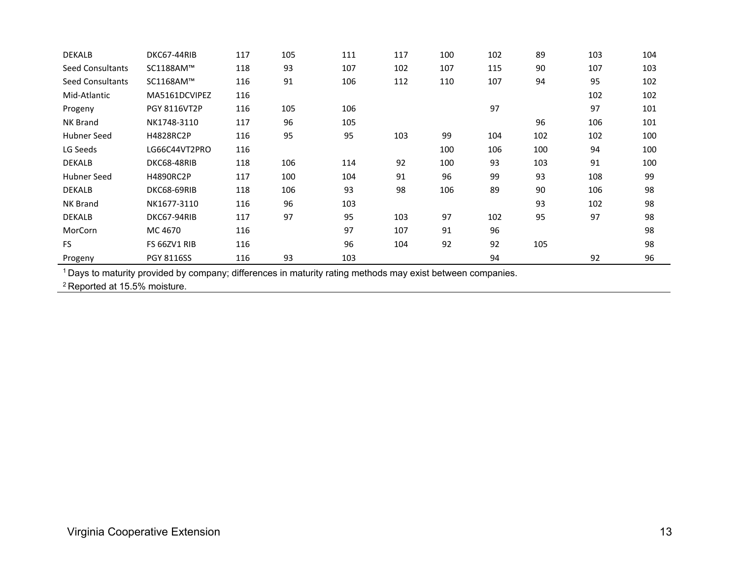| | | | | | | | | | | |
|---|---|---|---|---|---|---|---|---|---|---|
| DEKALB | DKC67-44RIB | 117 | 105 | 111 | 117 | 100 | 102 | 89 | 103 | 104 |
| Seed Consultants | SC1188AM™ | 118 | 93 | 107 | 102 | 107 | 115 | 90 | 107 | 103 |
| Seed Consultants | SC1168AM™ | 116 | 91 | 106 | 112 | 110 | 107 | 94 | 95 | 102 |
| Mid-Atlantic | MA5161DCVIPEZ | 116 | | | | | | | 102 | 102 |
| Progeny | PGY 8116VT2P | 116 | 105 | 106 | | | 97 | | 97 | 101 |
| NK Brand | NK1748-3110 | 117 | 96 | 105 | | | | 96 | 106 | 101 |
| Hubner Seed | H4828RC2P | 116 | 95 | 95 | 103 | 99 | 104 | 102 | 102 | 100 |
| LG Seeds | LG66C44VT2PRO | 116 | | | | 100 | 106 | 100 | 94 | 100 |
| DEKALB | DKC68-48RIB | 118 | 106 | 114 | 92 | 100 | 93 | 103 | 91 | 100 |
| Hubner Seed | H4890RC2P | 117 | 100 | 104 | 91 | 96 | 99 | 93 | 108 | 99 |
| DEKALB | DKC68-69RIB | 118 | 106 | 93 | 98 | 106 | 89 | 90 | 106 | 98 |
| NK Brand | NK1677-3110 | 116 | 96 | 103 | | | | 93 | 102 | 98 |
| DEKALB | DKC67-94RIB | 117 | 97 | 95 | 103 | 97 | 102 | 95 | 97 | 98 |
| MorCorn | MC 4670 | 116 | | 97 | 107 | 91 | 96 | | | 98 |
| FS | FS 66ZV1 RIB | 116 | | 96 | 104 | 92 | 92 | 105 | | 98 |
| Progeny | PGY 8116SS | 116 | 93 | 103 | | | 94 | | 92 | 96 |

[1] Days to maturity provided by company; differences in maturity rating methods may exist between companies.

[2] Reported at 15.5% moisture.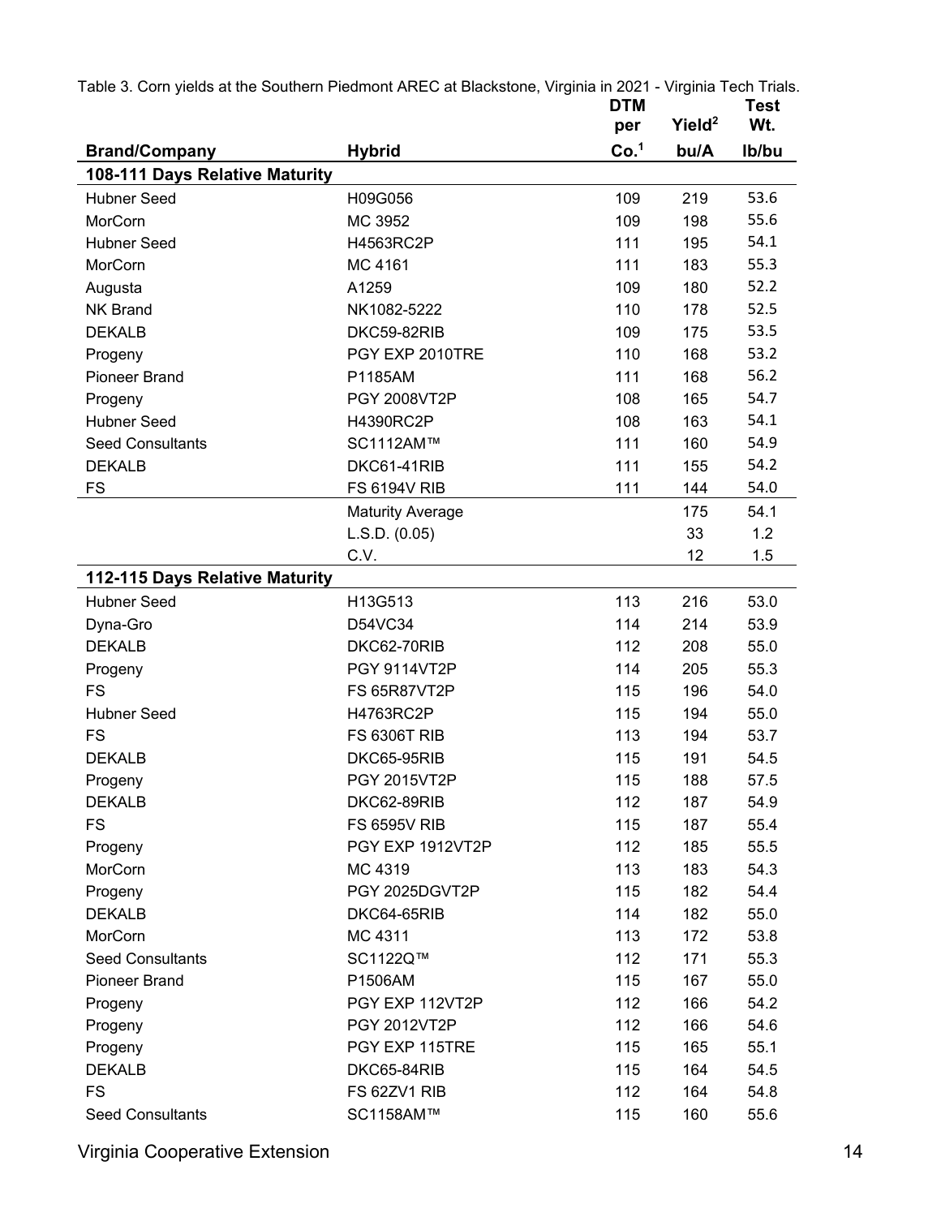Table 3. Corn yields at the Southern Piedmont AREC at Blackstone, Virginia in 2021 - Virginia Tech Trials.

| Brand/Company | Hybrid | DTM per Co.[1] | Yield[2] bu/A | Test Wt. lb/bu |
|---|---|---|---|---|
| **108-111 Days Relative Maturity** | | | | |
| Hubner Seed | H09G056 | 109 | 219 | 53.6 |
| MorCorn | MC 3952 | 109 | 198 | 55.6 |
| Hubner Seed | H4563RC2P | 111 | 195 | 54.1 |
| MorCorn | MC 4161 | 111 | 183 | 55.3 |
| Augusta | A1259 | 109 | 180 | 52.2 |
| NK Brand | NK1082-5222 | 110 | 178 | 52.5 |
| DEKALB | DKC59-82RIB | 109 | 175 | 53.5 |
| Progeny | PGY EXP 2010TRE | 110 | 168 | 53.2 |
| Pioneer Brand | P1185AM | 111 | 168 | 56.2 |
| Progeny | PGY 2008VT2P | 108 | 165 | 54.7 |
| Hubner Seed | H4390RC2P | 108 | 163 | 54.1 |
| Seed Consultants | SC1112AM™ | 111 | 160 | 54.9 |
| DEKALB | DKC61-41RIB | 111 | 155 | 54.2 |
| FS | FS 6194V RIB | 111 | 144 | 54.0 |
| | Maturity Average | | 175 | 54.1 |
| | L.S.D. (0.05) | | 33 | 1.2 |
| | C.V. | | 12 | 1.5 |
| **112-115 Days Relative Maturity** | | | | |
| Hubner Seed | H13G513 | 113 | 216 | 53.0 |
| Dyna-Gro | D54VC34 | 114 | 214 | 53.9 |
| DEKALB | DKC62-70RIB | 112 | 208 | 55.0 |
| Progeny | PGY 9114VT2P | 114 | 205 | 55.3 |
| FS | FS 65R87VT2P | 115 | 196 | 54.0 |
| Hubner Seed | H4763RC2P | 115 | 194 | 55.0 |
| FS | FS 6306T RIB | 113 | 194 | 53.7 |
| DEKALB | DKC65-95RIB | 115 | 191 | 54.5 |
| Progeny | PGY 2015VT2P | 115 | 188 | 57.5 |
| DEKALB | DKC62-89RIB | 112 | 187 | 54.9 |
| FS | FS 6595V RIB | 115 | 187 | 55.4 |
| Progeny | PGY EXP 1912VT2P | 112 | 185 | 55.5 |
| MorCorn | MC 4319 | 113 | 183 | 54.3 |
| Progeny | PGY 2025DGVT2P | 115 | 182 | 54.4 |
| DEKALB | DKC64-65RIB | 114 | 182 | 55.0 |
| MorCorn | MC 4311 | 113 | 172 | 53.8 |
| Seed Consultants | SC1122Q™ | 112 | 171 | 55.3 |
| Pioneer Brand | P1506AM | 115 | 167 | 55.0 |
| Progeny | PGY EXP 112VT2P | 112 | 166 | 54.2 |
| Progeny | PGY 2012VT2P | 112 | 166 | 54.6 |
| Progeny | PGY EXP 115TRE | 115 | 165 | 55.1 |
| DEKALB | DKC65-84RIB | 115 | 164 | 54.5 |
| FS | FS 62ZV1 RIB | 112 | 164 | 54.8 |
| Seed Consultants | SC1158AM™ | 115 | 160 | 55.6 |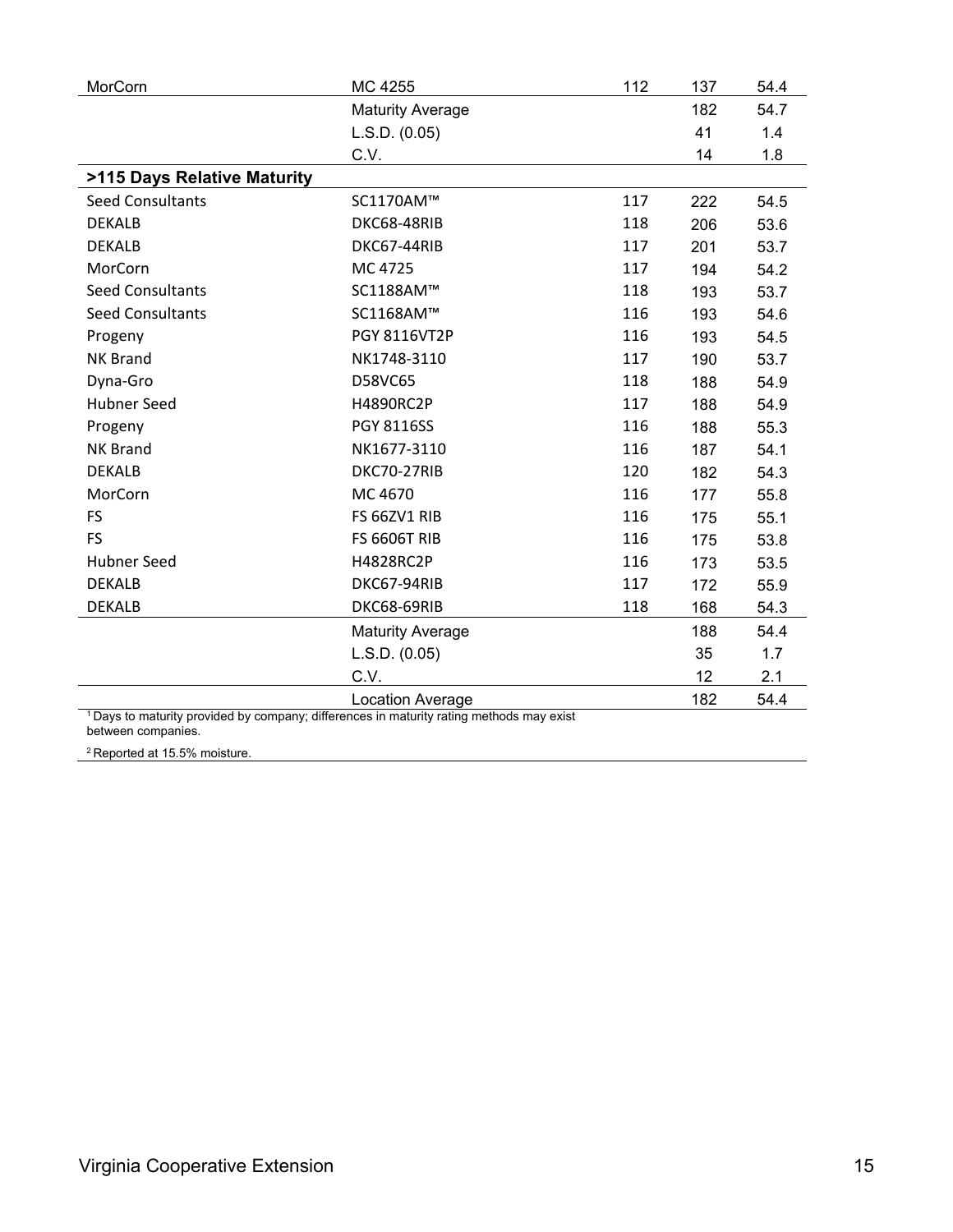| | | | | |
|---|---|---|---|---|
| MorCorn | MC 4255 | 112 | 137 | 54.4 |
| | Maturity Average | | 182 | 54.7 |
| | L.S.D. (0.05) | | 41 | 1.4 |
| | C.V. | | 14 | 1.8 |
| **>115 Days Relative Maturity** | | | | |
| Seed Consultants | SC1170AM™ | 117 | 222 | 54.5 |
| DEKALB | DKC68-48RIB | 118 | 206 | 53.6 |
| DEKALB | DKC67-44RIB | 117 | 201 | 53.7 |
| MorCorn | MC 4725 | 117 | 194 | 54.2 |
| Seed Consultants | SC1188AM™ | 118 | 193 | 53.7 |
| Seed Consultants | SC1168AM™ | 116 | 193 | 54.6 |
| Progeny | PGY 8116VT2P | 116 | 193 | 54.5 |
| NK Brand | NK1748-3110 | 117 | 190 | 53.7 |
| Dyna-Gro | D58VC65 | 118 | 188 | 54.9 |
| Hubner Seed | H4890RC2P | 117 | 188 | 54.9 |
| Progeny | PGY 8116SS | 116 | 188 | 55.3 |
| NK Brand | NK1677-3110 | 116 | 187 | 54.1 |
| DEKALB | DKC70-27RIB | 120 | 182 | 54.3 |
| MorCorn | MC 4670 | 116 | 177 | 55.8 |
| FS | FS 66ZV1 RIB | 116 | 175 | 55.1 |
| FS | FS 6606T RIB | 116 | 175 | 53.8 |
| Hubner Seed | H4828RC2P | 116 | 173 | 53.5 |
| DEKALB | DKC67-94RIB | 117 | 172 | 55.9 |
| DEKALB | DKC68-69RIB | 118 | 168 | 54.3 |
| | Maturity Average | | 188 | 54.4 |
| | L.S.D. (0.05) | | 35 | 1.7 |
| | C.V. | | 12 | 2.1 |
| | Location Average | | 182 | 54.4 |

[1] Days to maturity provided by company; differences in maturity rating methods may exist between companies.

[2] Reported at 15.5% moisture.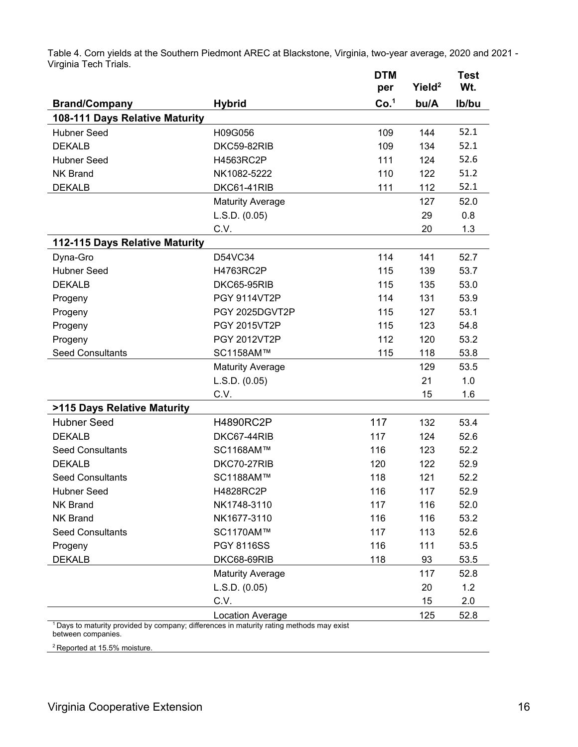Table 4. Corn yields at the Southern Piedmont AREC at Blackstone, Virginia, two-year average, 2020 and 2021 - Virginia Tech Trials.

| Brand/Company | Hybrid | DTM per Co.[1] | Yield[2] bu/A | Test Wt. lb/bu |
|---|---|---|---|---|
| **108-111 Days Relative Maturity** | | | | |
| Hubner Seed | H09G056 | 109 | 144 | 52.1 |
| DEKALB | DKC59-82RIB | 109 | 134 | 52.1 |
| Hubner Seed | H4563RC2P | 111 | 124 | 52.6 |
| NK Brand | NK1082-5222 | 110 | 122 | 51.2 |
| DEKALB | DKC61-41RIB | 111 | 112 | 52.1 |
| | Maturity Average | | 127 | 52.0 |
| | L.S.D. (0.05) | | 29 | 0.8 |
| | C.V. | | 20 | 1.3 |
| **112-115 Days Relative Maturity** | | | | |
| Dyna-Gro | D54VC34 | 114 | 141 | 52.7 |
| Hubner Seed | H4763RC2P | 115 | 139 | 53.7 |
| DEKALB | DKC65-95RIB | 115 | 135 | 53.0 |
| Progeny | PGY 9114VT2P | 114 | 131 | 53.9 |
| Progeny | PGY 2025DGVT2P | 115 | 127 | 53.1 |
| Progeny | PGY 2015VT2P | 115 | 123 | 54.8 |
| Progeny | PGY 2012VT2P | 112 | 120 | 53.2 |
| Seed Consultants | SC1158AM™ | 115 | 118 | 53.8 |
| | Maturity Average | | 129 | 53.5 |
| | L.S.D. (0.05) | | 21 | 1.0 |
| | C.V. | | 15 | 1.6 |
| **>115 Days Relative Maturity** | | | | |
| Hubner Seed | H4890RC2P | 117 | 132 | 53.4 |
| DEKALB | DKC67-44RIB | 117 | 124 | 52.6 |
| Seed Consultants | SC1168AM™ | 116 | 123 | 52.2 |
| DEKALB | DKC70-27RIB | 120 | 122 | 52.9 |
| Seed Consultants | SC1188AM™ | 118 | 121 | 52.2 |
| Hubner Seed | H4828RC2P | 116 | 117 | 52.9 |
| NK Brand | NK1748-3110 | 117 | 116 | 52.0 |
| NK Brand | NK1677-3110 | 116 | 116 | 53.2 |
| Seed Consultants | SC1170AM™ | 117 | 113 | 52.6 |
| Progeny | PGY 8116SS | 116 | 111 | 53.5 |
| DEKALB | DKC68-69RIB | 118 | 93 | 53.5 |
| | Maturity Average | | 117 | 52.8 |
| | L.S.D. (0.05) | | 20 | 1.2 |
| | C.V. | | 15 | 2.0 |
| | Location Average | | 125 | 52.8 |

[1] Days to maturity provided by company; differences in maturity rating methods may exist between companies.

[2] Reported at 15.5% moisture.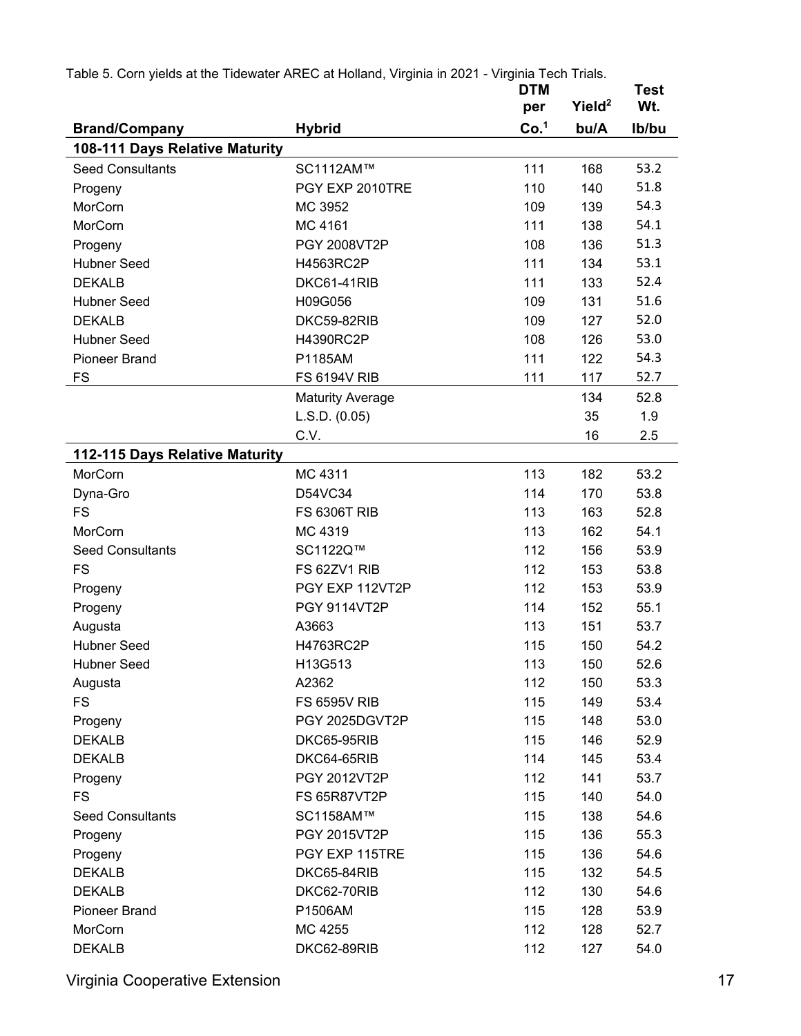Table 5. Corn yields at the Tidewater AREC at Holland, Virginia in 2021 - Virginia Tech Trials.

| Brand/Company | Hybrid | DTM per Co.[1] | Yield[2] bu/A | Test Wt. lb/bu |
|---|---|---|---|---|
| **108-111 Days Relative Maturity** | | | | |
| Seed Consultants | SC1112AM™ | 111 | 168 | 53.2 |
| Progeny | PGY EXP 2010TRE | 110 | 140 | 51.8 |
| MorCorn | MC 3952 | 109 | 139 | 54.3 |
| MorCorn | MC 4161 | 111 | 138 | 54.1 |
| Progeny | PGY 2008VT2P | 108 | 136 | 51.3 |
| Hubner Seed | H4563RC2P | 111 | 134 | 53.1 |
| DEKALB | DKC61-41RIB | 111 | 133 | 52.4 |
| Hubner Seed | H09G056 | 109 | 131 | 51.6 |
| DEKALB | DKC59-82RIB | 109 | 127 | 52.0 |
| Hubner Seed | H4390RC2P | 108 | 126 | 53.0 |
| Pioneer Brand | P1185AM | 111 | 122 | 54.3 |
| FS | FS 6194V RIB | 111 | 117 | 52.7 |
| | Maturity Average | | 134 | 52.8 |
| | L.S.D. (0.05) | | 35 | 1.9 |
| | C.V. | | 16 | 2.5 |
| **112-115 Days Relative Maturity** | | | | |
| MorCorn | MC 4311 | 113 | 182 | 53.2 |
| Dyna-Gro | D54VC34 | 114 | 170 | 53.8 |
| FS | FS 6306T RIB | 113 | 163 | 52.8 |
| MorCorn | MC 4319 | 113 | 162 | 54.1 |
| Seed Consultants | SC1122Q™ | 112 | 156 | 53.9 |
| FS | FS 62ZV1 RIB | 112 | 153 | 53.8 |
| Progeny | PGY EXP 112VT2P | 112 | 153 | 53.9 |
| Progeny | PGY 9114VT2P | 114 | 152 | 55.1 |
| Augusta | A3663 | 113 | 151 | 53.7 |
| Hubner Seed | H4763RC2P | 115 | 150 | 54.2 |
| Hubner Seed | H13G513 | 113 | 150 | 52.6 |
| Augusta | A2362 | 112 | 150 | 53.3 |
| FS | FS 6595V RIB | 115 | 149 | 53.4 |
| Progeny | PGY 2025DGVT2P | 115 | 148 | 53.0 |
| DEKALB | DKC65-95RIB | 115 | 146 | 52.9 |
| DEKALB | DKC64-65RIB | 114 | 145 | 53.4 |
| Progeny | PGY 2012VT2P | 112 | 141 | 53.7 |
| FS | FS 65R87VT2P | 115 | 140 | 54.0 |
| Seed Consultants | SC1158AM™ | 115 | 138 | 54.6 |
| Progeny | PGY 2015VT2P | 115 | 136 | 55.3 |
| Progeny | PGY EXP 115TRE | 115 | 136 | 54.6 |
| DEKALB | DKC65-84RIB | 115 | 132 | 54.5 |
| DEKALB | DKC62-70RIB | 112 | 130 | 54.6 |
| Pioneer Brand | P1506AM | 115 | 128 | 53.9 |
| MorCorn | MC 4255 | 112 | 128 | 52.7 |
| DEKALB | DKC62-89RIB | 112 | 127 | 54.0 |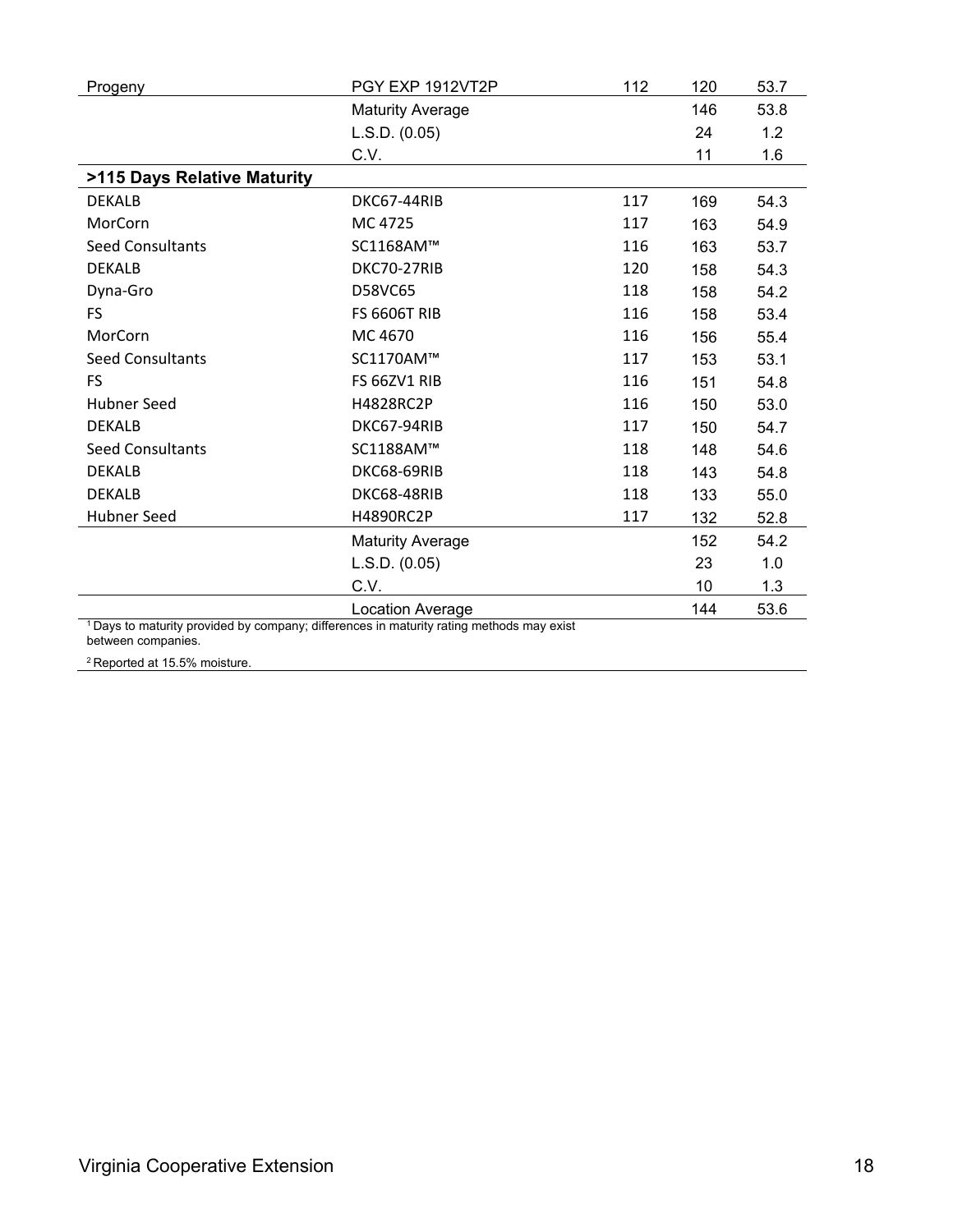| | | | | |
|---|---|---|---|---|
| Progeny | PGY EXP 1912VT2P | 112 | 120 | 53.7 |
| | Maturity Average | | 146 | 53.8 |
| | L.S.D. (0.05) | | 24 | 1.2 |
| | C.V. | | 11 | 1.6 |
| **>115 Days Relative Maturity** | | | | |
| DEKALB | DKC67-44RIB | 117 | 169 | 54.3 |
| MorCorn | MC 4725 | 117 | 163 | 54.9 |
| Seed Consultants | SC1168AM™ | 116 | 163 | 53.7 |
| DEKALB | DKC70-27RIB | 120 | 158 | 54.3 |
| Dyna-Gro | D58VC65 | 118 | 158 | 54.2 |
| FS | FS 6606T RIB | 116 | 158 | 53.4 |
| MorCorn | MC 4670 | 116 | 156 | 55.4 |
| Seed Consultants | SC1170AM™ | 117 | 153 | 53.1 |
| FS | FS 66ZV1 RIB | 116 | 151 | 54.8 |
| Hubner Seed | H4828RC2P | 116 | 150 | 53.0 |
| DEKALB | DKC67-94RIB | 117 | 150 | 54.7 |
| Seed Consultants | SC1188AM™ | 118 | 148 | 54.6 |
| DEKALB | DKC68-69RIB | 118 | 143 | 54.8 |
| DEKALB | DKC68-48RIB | 118 | 133 | 55.0 |
| Hubner Seed | H4890RC2P | 117 | 132 | 52.8 |
| | Maturity Average | | 152 | 54.2 |
| | L.S.D. (0.05) | | 23 | 1.0 |
| | C.V. | | 10 | 1.3 |
| | Location Average | | 144 | 53.6 |

[1] Days to maturity provided by company; differences in maturity rating methods may exist between companies.

[2] Reported at 15.5% moisture.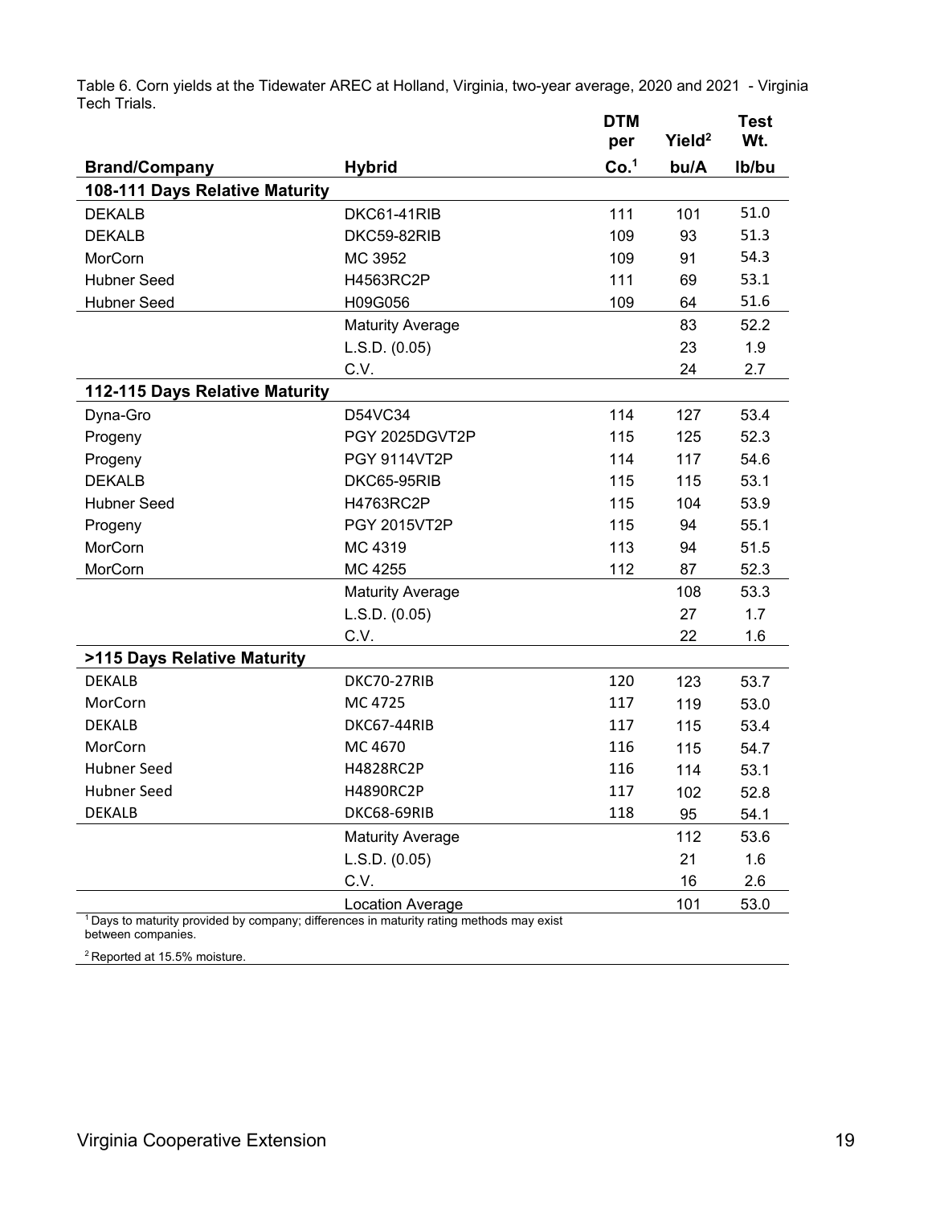Table 6. Corn yields at the Tidewater AREC at Holland, Virginia, two-year average, 2020 and 2021 - Virginia Tech Trials.

| Brand/Company | Hybrid | DTM per Co.[1] | Yield[2] bu/A | Test Wt. lb/bu |
|---|---|---|---|---|
| **108-111 Days Relative Maturity** | | | | |
| DEKALB | DKC61-41RIB | 111 | 101 | 51.0 |
| DEKALB | DKC59-82RIB | 109 | 93 | 51.3 |
| MorCorn | MC 3952 | 109 | 91 | 54.3 |
| Hubner Seed | H4563RC2P | 111 | 69 | 53.1 |
| Hubner Seed | H09G056 | 109 | 64 | 51.6 |
| | Maturity Average | | 83 | 52.2 |
| | L.S.D. (0.05) | | 23 | 1.9 |
| | C.V. | | 24 | 2.7 |
| **112-115 Days Relative Maturity** | | | | |
| Dyna-Gro | D54VC34 | 114 | 127 | 53.4 |
| Progeny | PGY 2025DGVT2P | 115 | 125 | 52.3 |
| Progeny | PGY 9114VT2P | 114 | 117 | 54.6 |
| DEKALB | DKC65-95RIB | 115 | 115 | 53.1 |
| Hubner Seed | H4763RC2P | 115 | 104 | 53.9 |
| Progeny | PGY 2015VT2P | 115 | 94 | 55.1 |
| MorCorn | MC 4319 | 113 | 94 | 51.5 |
| MorCorn | MC 4255 | 112 | 87 | 52.3 |
| | Maturity Average | | 108 | 53.3 |
| | L.S.D. (0.05) | | 27 | 1.7 |
| | C.V. | | 22 | 1.6 |
| **>115 Days Relative Maturity** | | | | |
| DEKALB | DKC70-27RIB | 120 | 123 | 53.7 |
| MorCorn | MC 4725 | 117 | 119 | 53.0 |
| DEKALB | DKC67-44RIB | 117 | 115 | 53.4 |
| MorCorn | MC 4670 | 116 | 115 | 54.7 |
| Hubner Seed | H4828RC2P | 116 | 114 | 53.1 |
| Hubner Seed | H4890RC2P | 117 | 102 | 52.8 |
| DEKALB | DKC68-69RIB | 118 | 95 | 54.1 |
| | Maturity Average | | 112 | 53.6 |
| | L.S.D. (0.05) | | 21 | 1.6 |
| | C.V. | | 16 | 2.6 |
| | Location Average | | 101 | 53.0 |

[1] Days to maturity provided by company; differences in maturity rating methods may exist between companies.

[2] Reported at 15.5% moisture.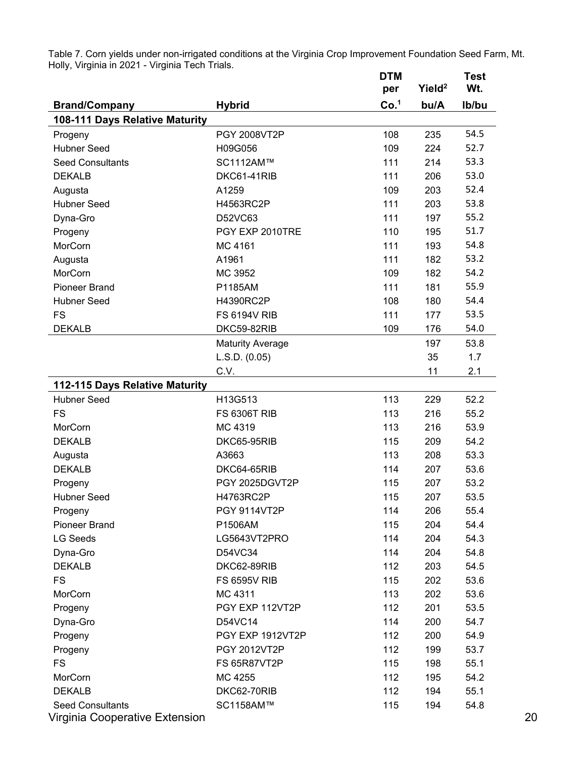Table 7. Corn yields under non-irrigated conditions at the Virginia Crop Improvement Foundation Seed Farm, Mt. Holly, Virginia in 2021 - Virginia Tech Trials.

| Brand/Company | Hybrid | DTM per Co.[1] | Yield[2] bu/A | Test Wt. lb/bu |
|---|---|---|---|---|
| **108-111 Days Relative Maturity** | | | | |
| Progeny | PGY 2008VT2P | 108 | 235 | 54.5 |
| Hubner Seed | H09G056 | 109 | 224 | 52.7 |
| Seed Consultants | SC1112AM™ | 111 | 214 | 53.3 |
| DEKALB | DKC61-41RIB | 111 | 206 | 53.0 |
| Augusta | A1259 | 109 | 203 | 52.4 |
| Hubner Seed | H4563RC2P | 111 | 203 | 53.8 |
| Dyna-Gro | D52VC63 | 111 | 197 | 55.2 |
| Progeny | PGY EXP 2010TRE | 110 | 195 | 51.7 |
| MorCorn | MC 4161 | 111 | 193 | 54.8 |
| Augusta | A1961 | 111 | 182 | 53.2 |
| MorCorn | MC 3952 | 109 | 182 | 54.2 |
| Pioneer Brand | P1185AM | 111 | 181 | 55.9 |
| Hubner Seed | H4390RC2P | 108 | 180 | 54.4 |
| FS | FS 6194V RIB | 111 | 177 | 53.5 |
| DEKALB | DKC59-82RIB | 109 | 176 | 54.0 |
| | Maturity Average | | 197 | 53.8 |
| | L.S.D. (0.05) | | 35 | 1.7 |
| | C.V. | | 11 | 2.1 |
| **112-115 Days Relative Maturity** | | | | |
| Hubner Seed | H13G513 | 113 | 229 | 52.2 |
| FS | FS 6306T RIB | 113 | 216 | 55.2 |
| MorCorn | MC 4319 | 113 | 216 | 53.9 |
| DEKALB | DKC65-95RIB | 115 | 209 | 54.2 |
| Augusta | A3663 | 113 | 208 | 53.3 |
| DEKALB | DKC64-65RIB | 114 | 207 | 53.6 |
| Progeny | PGY 2025DGVT2P | 115 | 207 | 53.2 |
| Hubner Seed | H4763RC2P | 115 | 207 | 53.5 |
| Progeny | PGY 9114VT2P | 114 | 206 | 55.4 |
| Pioneer Brand | P1506AM | 115 | 204 | 54.4 |
| LG Seeds | LG5643VT2PRO | 114 | 204 | 54.3 |
| Dyna-Gro | D54VC34 | 114 | 204 | 54.8 |
| DEKALB | DKC62-89RIB | 112 | 203 | 54.5 |
| FS | FS 6595V RIB | 115 | 202 | 53.6 |
| MorCorn | MC 4311 | 113 | 202 | 53.6 |
| Progeny | PGY EXP 112VT2P | 112 | 201 | 53.5 |
| Dyna-Gro | D54VC14 | 114 | 200 | 54.7 |
| Progeny | PGY EXP 1912VT2P | 112 | 200 | 54.9 |
| Progeny | PGY 2012VT2P | 112 | 199 | 53.7 |
| FS | FS 65R87VT2P | 115 | 198 | 55.1 |
| MorCorn | MC 4255 | 112 | 195 | 54.2 |
| DEKALB | DKC62-70RIB | 112 | 194 | 55.1 |
| Seed Consultants | SC1158AM™ | 115 | 194 | 54.8 |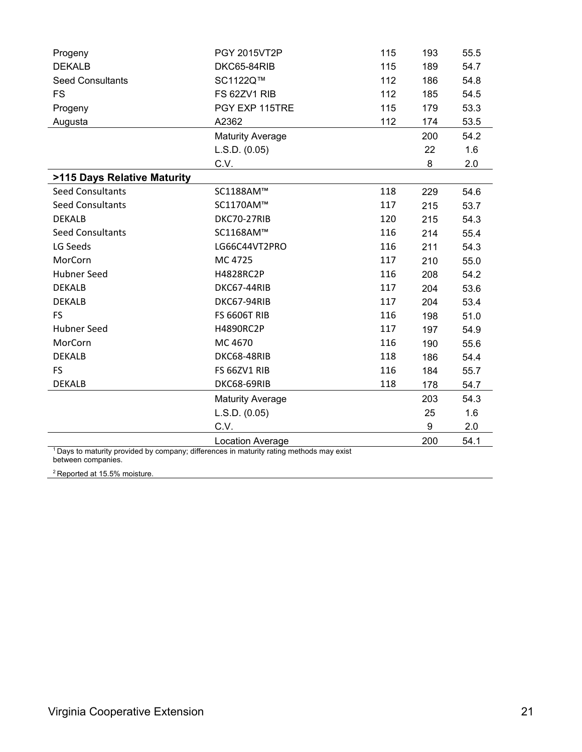| | | | | |
|---|---|---|---|---|
| Progeny | PGY 2015VT2P | 115 | 193 | 55.5 |
| DEKALB | DKC65-84RIB | 115 | 189 | 54.7 |
| Seed Consultants | SC1122Q™ | 112 | 186 | 54.8 |
| FS | FS 62ZV1 RIB | 112 | 185 | 54.5 |
| Progeny | PGY EXP 115TRE | 115 | 179 | 53.3 |
| Augusta | A2362 | 112 | 174 | 53.5 |
| | Maturity Average | | 200 | 54.2 |
| | L.S.D. (0.05) | | 22 | 1.6 |
| | C.V. | | 8 | 2.0 |
| **>115 Days Relative Maturity** | | | | |
| Seed Consultants | SC1188AM™ | 118 | 229 | 54.6 |
| Seed Consultants | SC1170AM™ | 117 | 215 | 53.7 |
| DEKALB | DKC70-27RIB | 120 | 215 | 54.3 |
| Seed Consultants | SC1168AM™ | 116 | 214 | 55.4 |
| LG Seeds | LG66C44VT2PRO | 116 | 211 | 54.3 |
| MorCorn | MC 4725 | 117 | 210 | 55.0 |
| Hubner Seed | H4828RC2P | 116 | 208 | 54.2 |
| DEKALB | DKC67-44RIB | 117 | 204 | 53.6 |
| DEKALB | DKC67-94RIB | 117 | 204 | 53.4 |
| FS | FS 6606T RIB | 116 | 198 | 51.0 |
| Hubner Seed | H4890RC2P | 117 | 197 | 54.9 |
| MorCorn | MC 4670 | 116 | 190 | 55.6 |
| DEKALB | DKC68-48RIB | 118 | 186 | 54.4 |
| FS | FS 66ZV1 RIB | 116 | 184 | 55.7 |
| DEKALB | DKC68-69RIB | 118 | 178 | 54.7 |
| | Maturity Average | | 203 | 54.3 |
| | L.S.D. (0.05) | | 25 | 1.6 |
| | C.V. | | 9 | 2.0 |
| | Location Average | | 200 | 54.1 |

[1] Days to maturity provided by company; differences in maturity rating methods may exist between companies.

[2] Reported at 15.5% moisture.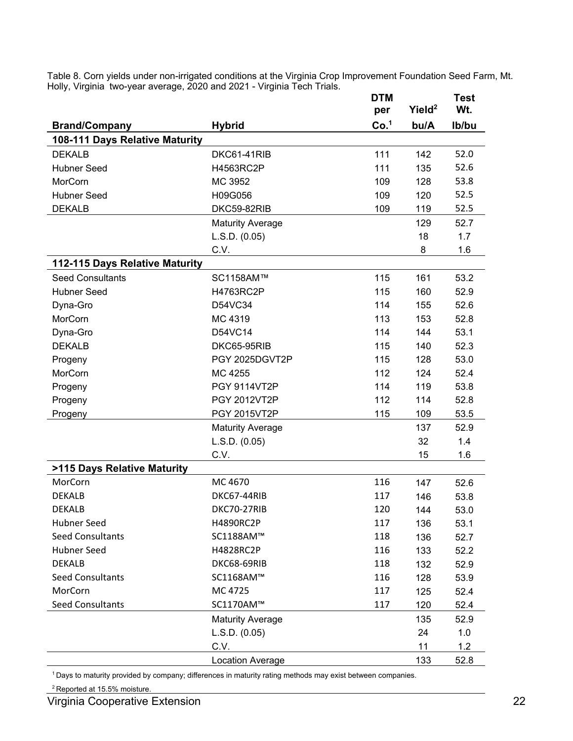Table 8. Corn yields under non-irrigated conditions at the Virginia Crop Improvement Foundation Seed Farm, Mt. Holly, Virginia two-year average, 2020 and 2021 - Virginia Tech Trials.

| Brand/Company | Hybrid | DTM per Co.[1] | Yield[2] bu/A | Test Wt. lb/bu |
|---|---|---|---|---|
| **108-111 Days Relative Maturity** | | | | |
| DEKALB | DKC61-41RIB | 111 | 142 | 52.0 |
| Hubner Seed | H4563RC2P | 111 | 135 | 52.6 |
| MorCorn | MC 3952 | 109 | 128 | 53.8 |
| Hubner Seed | H09G056 | 109 | 120 | 52.5 |
| DEKALB | DKC59-82RIB | 109 | 119 | 52.5 |
| | Maturity Average | | 129 | 52.7 |
| | L.S.D. (0.05) | | 18 | 1.7 |
| | C.V. | | 8 | 1.6 |
| **112-115 Days Relative Maturity** | | | | |
| Seed Consultants | SC1158AM™ | 115 | 161 | 53.2 |
| Hubner Seed | H4763RC2P | 115 | 160 | 52.9 |
| Dyna-Gro | D54VC34 | 114 | 155 | 52.6 |
| MorCorn | MC 4319 | 113 | 153 | 52.8 |
| Dyna-Gro | D54VC14 | 114 | 144 | 53.1 |
| DEKALB | DKC65-95RIB | 115 | 140 | 52.3 |
| Progeny | PGY 2025DGVT2P | 115 | 128 | 53.0 |
| MorCorn | MC 4255 | 112 | 124 | 52.4 |
| Progeny | PGY 9114VT2P | 114 | 119 | 53.8 |
| Progeny | PGY 2012VT2P | 112 | 114 | 52.8 |
| Progeny | PGY 2015VT2P | 115 | 109 | 53.5 |
| | Maturity Average | | 137 | 52.9 |
| | L.S.D. (0.05) | | 32 | 1.4 |
| | C.V. | | 15 | 1.6 |
| **>115 Days Relative Maturity** | | | | |
| MorCorn | MC 4670 | 116 | 147 | 52.6 |
| DEKALB | DKC67-44RIB | 117 | 146 | 53.8 |
| DEKALB | DKC70-27RIB | 120 | 144 | 53.0 |
| Hubner Seed | H4890RC2P | 117 | 136 | 53.1 |
| Seed Consultants | SC1188AM™ | 118 | 136 | 52.7 |
| Hubner Seed | H4828RC2P | 116 | 133 | 52.2 |
| DEKALB | DKC68-69RIB | 118 | 132 | 52.9 |
| Seed Consultants | SC1168AM™ | 116 | 128 | 53.9 |
| MorCorn | MC 4725 | 117 | 125 | 52.4 |
| Seed Consultants | SC1170AM™ | 117 | 120 | 52.4 |
| | Maturity Average | | 135 | 52.9 |
| | L.S.D. (0.05) | | 24 | 1.0 |
| | C.V. | | 11 | 1.2 |
| | Location Average | | 133 | 52.8 |

[1] Days to maturity provided by company; differences in maturity rating methods may exist between companies.

[2] Reported at 15.5% moisture.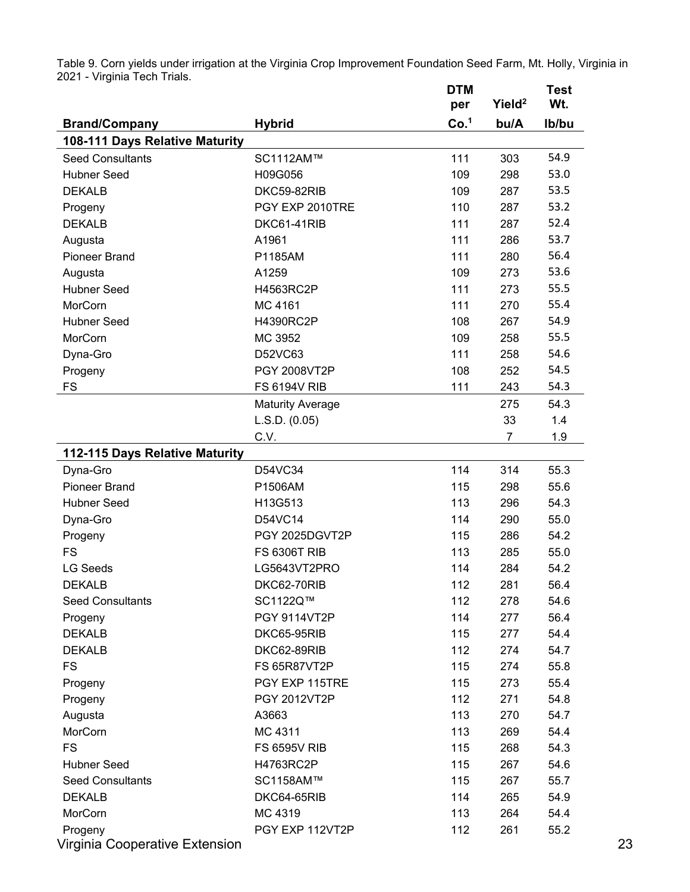Table 9. Corn yields under irrigation at the Virginia Crop Improvement Foundation Seed Farm, Mt. Holly, Virginia in 2021 - Virginia Tech Trials.

| Brand/Company | Hybrid | DTM per Co.[1] | Yield[2] bu/A | Test Wt. lb/bu |
|---|---|---|---|---|
| **108-111 Days Relative Maturity** | | | | |
| Seed Consultants | SC1112AM™ | 111 | 303 | 54.9 |
| Hubner Seed | H09G056 | 109 | 298 | 53.0 |
| DEKALB | DKC59-82RIB | 109 | 287 | 53.5 |
| Progeny | PGY EXP 2010TRE | 110 | 287 | 53.2 |
| DEKALB | DKC61-41RIB | 111 | 287 | 52.4 |
| Augusta | A1961 | 111 | 286 | 53.7 |
| Pioneer Brand | P1185AM | 111 | 280 | 56.4 |
| Augusta | A1259 | 109 | 273 | 53.6 |
| Hubner Seed | H4563RC2P | 111 | 273 | 55.5 |
| MorCorn | MC 4161 | 111 | 270 | 55.4 |
| Hubner Seed | H4390RC2P | 108 | 267 | 54.9 |
| MorCorn | MC 3952 | 109 | 258 | 55.5 |
| Dyna-Gro | D52VC63 | 111 | 258 | 54.6 |
| Progeny | PGY 2008VT2P | 108 | 252 | 54.5 |
| FS | FS 6194V RIB | 111 | 243 | 54.3 |
| | Maturity Average | | 275 | 54.3 |
| | L.S.D. (0.05) | | 33 | 1.4 |
| | C.V. | | 7 | 1.9 |
| **112-115 Days Relative Maturity** | | | | |
| Dyna-Gro | D54VC34 | 114 | 314 | 55.3 |
| Pioneer Brand | P1506AM | 115 | 298 | 55.6 |
| Hubner Seed | H13G513 | 113 | 296 | 54.3 |
| Dyna-Gro | D54VC14 | 114 | 290 | 55.0 |
| Progeny | PGY 2025DGVT2P | 115 | 286 | 54.2 |
| FS | FS 6306T RIB | 113 | 285 | 55.0 |
| LG Seeds | LG5643VT2PRO | 114 | 284 | 54.2 |
| DEKALB | DKC62-70RIB | 112 | 281 | 56.4 |
| Seed Consultants | SC1122Q™ | 112 | 278 | 54.6 |
| Progeny | PGY 9114VT2P | 114 | 277 | 56.4 |
| DEKALB | DKC65-95RIB | 115 | 277 | 54.4 |
| DEKALB | DKC62-89RIB | 112 | 274 | 54.7 |
| FS | FS 65R87VT2P | 115 | 274 | 55.8 |
| Progeny | PGY EXP 115TRE | 115 | 273 | 55.4 |
| Progeny | PGY 2012VT2P | 112 | 271 | 54.8 |
| Augusta | A3663 | 113 | 270 | 54.7 |
| MorCorn | MC 4311 | 113 | 269 | 54.4 |
| FS | FS 6595V RIB | 115 | 268 | 54.3 |
| Hubner Seed | H4763RC2P | 115 | 267 | 54.6 |
| Seed Consultants | SC1158AM™ | 115 | 267 | 55.7 |
| DEKALB | DKC64-65RIB | 114 | 265 | 54.9 |
| MorCorn | MC 4319 | 113 | 264 | 54.4 |
| Progeny | PGY EXP 112VT2P | 112 | 261 | 55.2 |

Virginia Cooperative Extension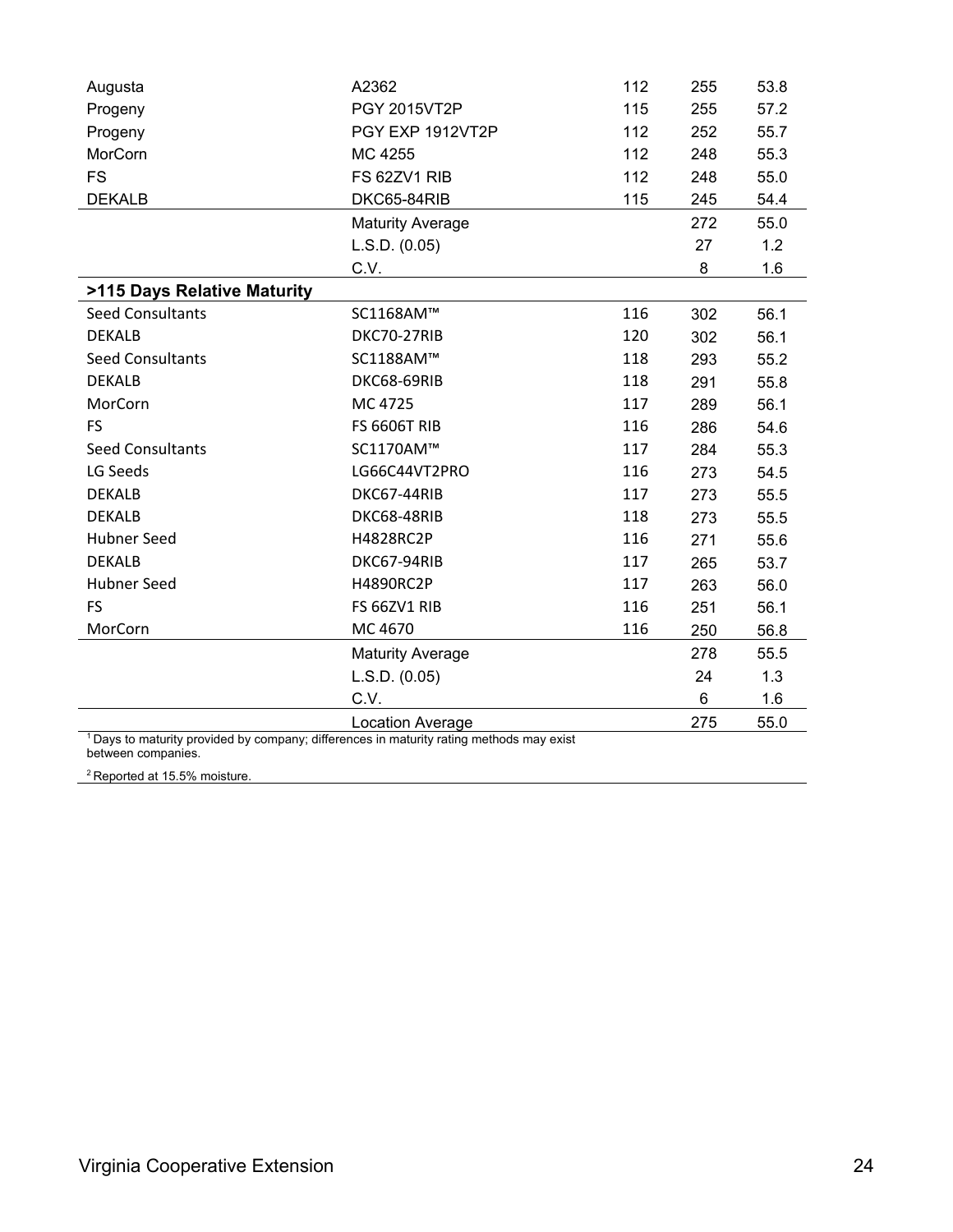| | | | | |
|---|---|---|---|---|
| Augusta | A2362 | 112 | 255 | 53.8 |
| Progeny | PGY 2015VT2P | 115 | 255 | 57.2 |
| Progeny | PGY EXP 1912VT2P | 112 | 252 | 55.7 |
| MorCorn | MC 4255 | 112 | 248 | 55.3 |
| FS | FS 62ZV1 RIB | 112 | 248 | 55.0 |
| DEKALB | DKC65-84RIB | 115 | 245 | 54.4 |
| | Maturity Average | | 272 | 55.0 |
| | L.S.D. (0.05) | | 27 | 1.2 |
| | C.V. | | 8 | 1.6 |
| **>115 Days Relative Maturity** | | | | |
| Seed Consultants | SC1168AM™ | 116 | 302 | 56.1 |
| DEKALB | DKC70-27RIB | 120 | 302 | 56.1 |
| Seed Consultants | SC1188AM™ | 118 | 293 | 55.2 |
| DEKALB | DKC68-69RIB | 118 | 291 | 55.8 |
| MorCorn | MC 4725 | 117 | 289 | 56.1 |
| FS | FS 6606T RIB | 116 | 286 | 54.6 |
| Seed Consultants | SC1170AM™ | 117 | 284 | 55.3 |
| LG Seeds | LG66C44VT2PRO | 116 | 273 | 54.5 |
| DEKALB | DKC67-44RIB | 117 | 273 | 55.5 |
| DEKALB | DKC68-48RIB | 118 | 273 | 55.5 |
| Hubner Seed | H4828RC2P | 116 | 271 | 55.6 |
| DEKALB | DKC67-94RIB | 117 | 265 | 53.7 |
| Hubner Seed | H4890RC2P | 117 | 263 | 56.0 |
| FS | FS 66ZV1 RIB | 116 | 251 | 56.1 |
| MorCorn | MC 4670 | 116 | 250 | 56.8 |
| | Maturity Average | | 278 | 55.5 |
| | L.S.D. (0.05) | | 24 | 1.3 |
| | C.V. | | 6 | 1.6 |
| | Location Average | | 275 | 55.0 |

[1] Days to maturity provided by company; differences in maturity rating methods may exist between companies.

[2] Reported at 15.5% moisture.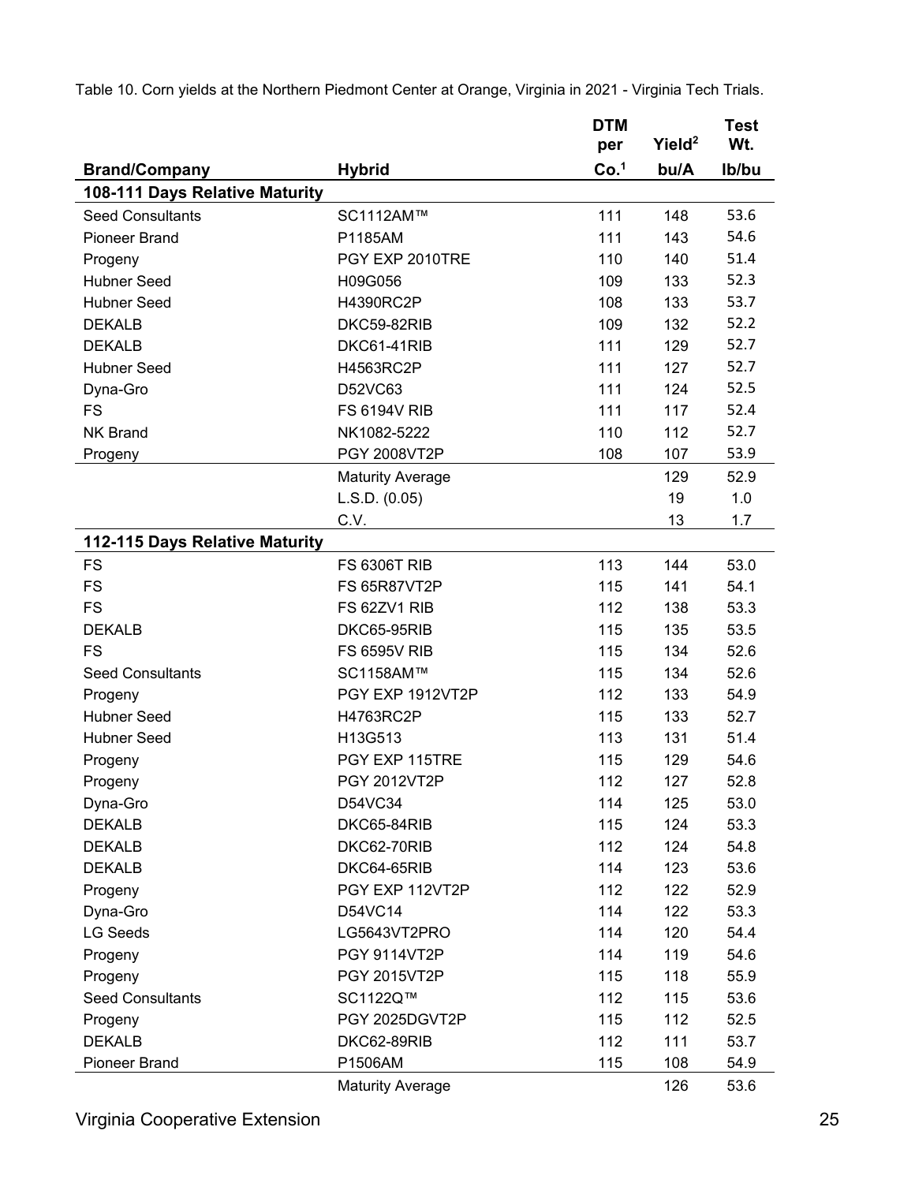Table 10. Corn yields at the Northern Piedmont Center at Orange, Virginia in 2021 - Virginia Tech Trials.

| Brand/Company | Hybrid | DTM per Co.[1] | Yield[2] bu/A | Test Wt. lb/bu |
|---|---|---|---|---|
| **108-111 Days Relative Maturity** | | | | |
| Seed Consultants | SC1112AM™ | 111 | 148 | 53.6 |
| Pioneer Brand | P1185AM | 111 | 143 | 54.6 |
| Progeny | PGY EXP 2010TRE | 110 | 140 | 51.4 |
| Hubner Seed | H09G056 | 109 | 133 | 52.3 |
| Hubner Seed | H4390RC2P | 108 | 133 | 53.7 |
| DEKALB | DKC59-82RIB | 109 | 132 | 52.2 |
| DEKALB | DKC61-41RIB | 111 | 129 | 52.7 |
| Hubner Seed | H4563RC2P | 111 | 127 | 52.7 |
| Dyna-Gro | D52VC63 | 111 | 124 | 52.5 |
| FS | FS 6194V RIB | 111 | 117 | 52.4 |
| NK Brand | NK1082-5222 | 110 | 112 | 52.7 |
| Progeny | PGY 2008VT2P | 108 | 107 | 53.9 |
| | Maturity Average | | 129 | 52.9 |
| | L.S.D. (0.05) | | 19 | 1.0 |
| | C.V. | | 13 | 1.7 |
| **112-115 Days Relative Maturity** | | | | |
| FS | FS 6306T RIB | 113 | 144 | 53.0 |
| FS | FS 65R87VT2P | 115 | 141 | 54.1 |
| FS | FS 62ZV1 RIB | 112 | 138 | 53.3 |
| DEKALB | DKC65-95RIB | 115 | 135 | 53.5 |
| FS | FS 6595V RIB | 115 | 134 | 52.6 |
| Seed Consultants | SC1158AM™ | 115 | 134 | 52.6 |
| Progeny | PGY EXP 1912VT2P | 112 | 133 | 54.9 |
| Hubner Seed | H4763RC2P | 115 | 133 | 52.7 |
| Hubner Seed | H13G513 | 113 | 131 | 51.4 |
| Progeny | PGY EXP 115TRE | 115 | 129 | 54.6 |
| Progeny | PGY 2012VT2P | 112 | 127 | 52.8 |
| Dyna-Gro | D54VC34 | 114 | 125 | 53.0 |
| DEKALB | DKC65-84RIB | 115 | 124 | 53.3 |
| DEKALB | DKC62-70RIB | 112 | 124 | 54.8 |
| DEKALB | DKC64-65RIB | 114 | 123 | 53.6 |
| Progeny | PGY EXP 112VT2P | 112 | 122 | 52.9 |
| Dyna-Gro | D54VC14 | 114 | 122 | 53.3 |
| LG Seeds | LG5643VT2PRO | 114 | 120 | 54.4 |
| Progeny | PGY 9114VT2P | 114 | 119 | 54.6 |
| Progeny | PGY 2015VT2P | 115 | 118 | 55.9 |
| Seed Consultants | SC1122Q™ | 112 | 115 | 53.6 |
| Progeny | PGY 2025DGVT2P | 115 | 112 | 52.5 |
| DEKALB | DKC62-89RIB | 112 | 111 | 53.7 |
| Pioneer Brand | P1506AM | 115 | 108 | 54.9 |
| | Maturity Average | | 126 | 53.6 |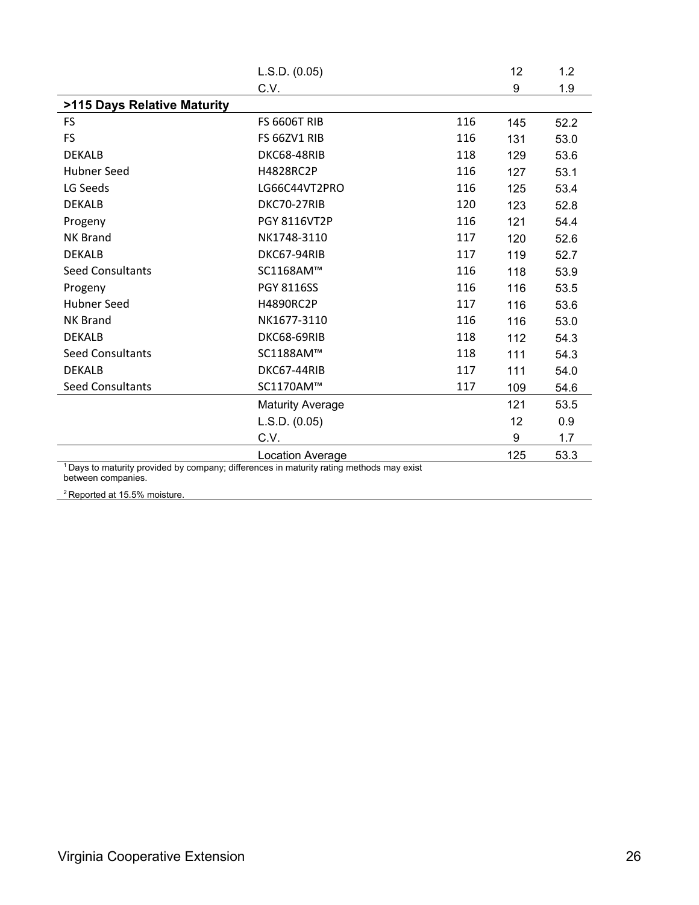| | | | | |
|---|---|---|---|---|
| | L.S.D. (0.05) | | 12 | 1.2 |
| | C.V. | | 9 | 1.9 |
| **>115 Days Relative Maturity** | | | | |
| FS | FS 6606T RIB | 116 | 145 | 52.2 |
| FS | FS 66ZV1 RIB | 116 | 131 | 53.0 |
| DEKALB | DKC68-48RIB | 118 | 129 | 53.6 |
| Hubner Seed | H4828RC2P | 116 | 127 | 53.1 |
| LG Seeds | LG66C44VT2PRO | 116 | 125 | 53.4 |
| DEKALB | DKC70-27RIB | 120 | 123 | 52.8 |
| Progeny | PGY 8116VT2P | 116 | 121 | 54.4 |
| NK Brand | NK1748-3110 | 117 | 120 | 52.6 |
| DEKALB | DKC67-94RIB | 117 | 119 | 52.7 |
| Seed Consultants | SC1168AM™ | 116 | 118 | 53.9 |
| Progeny | PGY 8116SS | 116 | 116 | 53.5 |
| Hubner Seed | H4890RC2P | 117 | 116 | 53.6 |
| NK Brand | NK1677-3110 | 116 | 116 | 53.0 |
| DEKALB | DKC68-69RIB | 118 | 112 | 54.3 |
| Seed Consultants | SC1188AM™ | 118 | 111 | 54.3 |
| DEKALB | DKC67-44RIB | 117 | 111 | 54.0 |
| Seed Consultants | SC1170AM™ | 117 | 109 | 54.6 |
| | Maturity Average | | 121 | 53.5 |
| | L.S.D. (0.05) | | 12 | 0.9 |
| | C.V. | | 9 | 1.7 |
| | Location Average | | 125 | 53.3 |

[1] Days to maturity provided by company; differences in maturity rating methods may exist between companies.

[2] Reported at 15.5% moisture.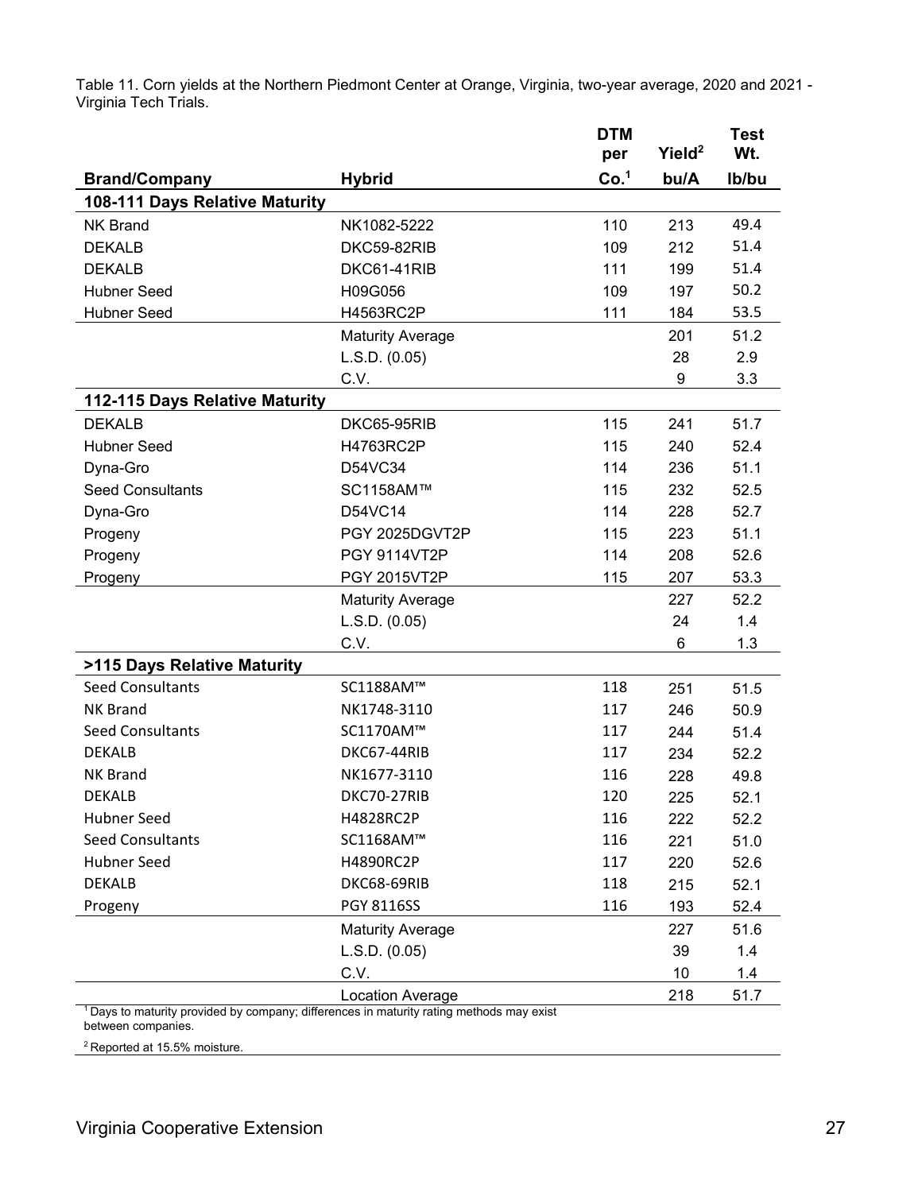Table 11. Corn yields at the Northern Piedmont Center at Orange, Virginia, two-year average, 2020 and 2021 - Virginia Tech Trials.

| Brand/Company | Hybrid | DTM per Co.[1] | Yield[2] bu/A | Test Wt. lb/bu |
|---|---|---|---|---|
| **108-111 Days Relative Maturity** | | | | |
| NK Brand | NK1082-5222 | 110 | 213 | 49.4 |
| DEKALB | DKC59-82RIB | 109 | 212 | 51.4 |
| DEKALB | DKC61-41RIB | 111 | 199 | 51.4 |
| Hubner Seed | H09G056 | 109 | 197 | 50.2 |
| Hubner Seed | H4563RC2P | 111 | 184 | 53.5 |
| | Maturity Average | | 201 | 51.2 |
| | L.S.D. (0.05) | | 28 | 2.9 |
| | C.V. | | 9 | 3.3 |
| **112-115 Days Relative Maturity** | | | | |
| DEKALB | DKC65-95RIB | 115 | 241 | 51.7 |
| Hubner Seed | H4763RC2P | 115 | 240 | 52.4 |
| Dyna-Gro | D54VC34 | 114 | 236 | 51.1 |
| Seed Consultants | SC1158AM™ | 115 | 232 | 52.5 |
| Dyna-Gro | D54VC14 | 114 | 228 | 52.7 |
| Progeny | PGY 2025DGVT2P | 115 | 223 | 51.1 |
| Progeny | PGY 9114VT2P | 114 | 208 | 52.6 |
| Progeny | PGY 2015VT2P | 115 | 207 | 53.3 |
| | Maturity Average | | 227 | 52.2 |
| | L.S.D. (0.05) | | 24 | 1.4 |
| | C.V. | | 6 | 1.3 |
| **>115 Days Relative Maturity** | | | | |
| Seed Consultants | SC1188AM™ | 118 | 251 | 51.5 |
| NK Brand | NK1748-3110 | 117 | 246 | 50.9 |
| Seed Consultants | SC1170AM™ | 117 | 244 | 51.4 |
| DEKALB | DKC67-44RIB | 117 | 234 | 52.2 |
| NK Brand | NK1677-3110 | 116 | 228 | 49.8 |
| DEKALB | DKC70-27RIB | 120 | 225 | 52.1 |
| Hubner Seed | H4828RC2P | 116 | 222 | 52.2 |
| Seed Consultants | SC1168AM™ | 116 | 221 | 51.0 |
| Hubner Seed | H4890RC2P | 117 | 220 | 52.6 |
| DEKALB | DKC68-69RIB | 118 | 215 | 52.1 |
| Progeny | PGY 8116SS | 116 | 193 | 52.4 |
| | Maturity Average | | 227 | 51.6 |
| | L.S.D. (0.05) | | 39 | 1.4 |
| | C.V. | | 10 | 1.4 |
| | Location Average | | 218 | 51.7 |

[1] Days to maturity provided by company; differences in maturity rating methods may exist between companies.

[2] Reported at 15.5% moisture.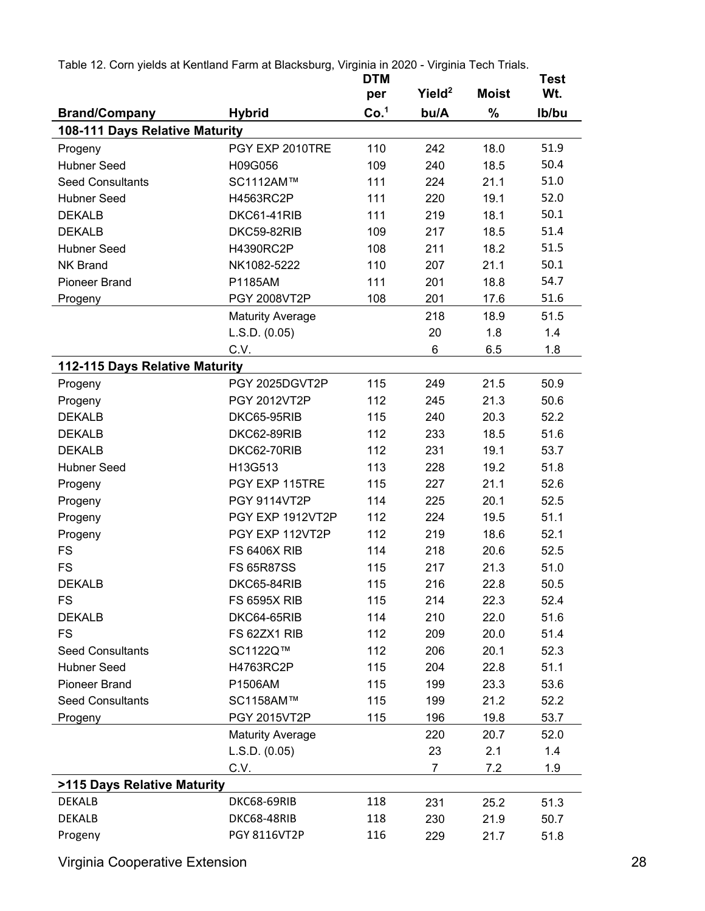Table 12. Corn yields at Kentland Farm at Blacksburg, Virginia in 2020 - Virginia Tech Trials.

| Brand/Company | Hybrid | DTM per Co.[1] | Yield[2] bu/A | Moist % | Test Wt. lb/bu |
|---|---|---|---|---|---|
| **108-111 Days Relative Maturity** | | | | | |
| Progeny | PGY EXP 2010TRE | 110 | 242 | 18.0 | 51.9 |
| Hubner Seed | H09G056 | 109 | 240 | 18.5 | 50.4 |
| Seed Consultants | SC1112AM™ | 111 | 224 | 21.1 | 51.0 |
| Hubner Seed | H4563RC2P | 111 | 220 | 19.1 | 52.0 |
| DEKALB | DKC61-41RIB | 111 | 219 | 18.1 | 50.1 |
| DEKALB | DKC59-82RIB | 109 | 217 | 18.5 | 51.4 |
| Hubner Seed | H4390RC2P | 108 | 211 | 18.2 | 51.5 |
| NK Brand | NK1082-5222 | 110 | 207 | 21.1 | 50.1 |
| Pioneer Brand | P1185AM | 111 | 201 | 18.8 | 54.7 |
| Progeny | PGY 2008VT2P | 108 | 201 | 17.6 | 51.6 |
| | Maturity Average | | 218 | 18.9 | 51.5 |
| | L.S.D. (0.05) | | 20 | 1.8 | 1.4 |
| | C.V. | | 6 | 6.5 | 1.8 |
| **112-115 Days Relative Maturity** | | | | | |
| Progeny | PGY 2025DGVT2P | 115 | 249 | 21.5 | 50.9 |
| Progeny | PGY 2012VT2P | 112 | 245 | 21.3 | 50.6 |
| DEKALB | DKC65-95RIB | 115 | 240 | 20.3 | 52.2 |
| DEKALB | DKC62-89RIB | 112 | 233 | 18.5 | 51.6 |
| DEKALB | DKC62-70RIB | 112 | 231 | 19.1 | 53.7 |
| Hubner Seed | H13G513 | 113 | 228 | 19.2 | 51.8 |
| Progeny | PGY EXP 115TRE | 115 | 227 | 21.1 | 52.6 |
| Progeny | PGY 9114VT2P | 114 | 225 | 20.1 | 52.5 |
| Progeny | PGY EXP 1912VT2P | 112 | 224 | 19.5 | 51.1 |
| Progeny | PGY EXP 112VT2P | 112 | 219 | 18.6 | 52.1 |
| FS | FS 6406X RIB | 114 | 218 | 20.6 | 52.5 |
| FS | FS 65R87SS | 115 | 217 | 21.3 | 51.0 |
| DEKALB | DKC65-84RIB | 115 | 216 | 22.8 | 50.5 |
| FS | FS 6595X RIB | 115 | 214 | 22.3 | 52.4 |
| DEKALB | DKC64-65RIB | 114 | 210 | 22.0 | 51.6 |
| FS | FS 62ZX1 RIB | 112 | 209 | 20.0 | 51.4 |
| Seed Consultants | SC1122Q™ | 112 | 206 | 20.1 | 52.3 |
| Hubner Seed | H4763RC2P | 115 | 204 | 22.8 | 51.1 |
| Pioneer Brand | P1506AM | 115 | 199 | 23.3 | 53.6 |
| Seed Consultants | SC1158AM™ | 115 | 199 | 21.2 | 52.2 |
| Progeny | PGY 2015VT2P | 115 | 196 | 19.8 | 53.7 |
| | Maturity Average | | 220 | 20.7 | 52.0 |
| | L.S.D. (0.05) | | 23 | 2.1 | 1.4 |
| | C.V. | | 7 | 7.2 | 1.9 |
| **>115 Days Relative Maturity** | | | | | |
| DEKALB | DKC68-69RIB | 118 | 231 | 25.2 | 51.3 |
| DEKALB | DKC68-48RIB | 118 | 230 | 21.9 | 50.7 |
| Progeny | PGY 8116VT2P | 116 | 229 | 21.7 | 51.8 |

Virginia Cooperative Extension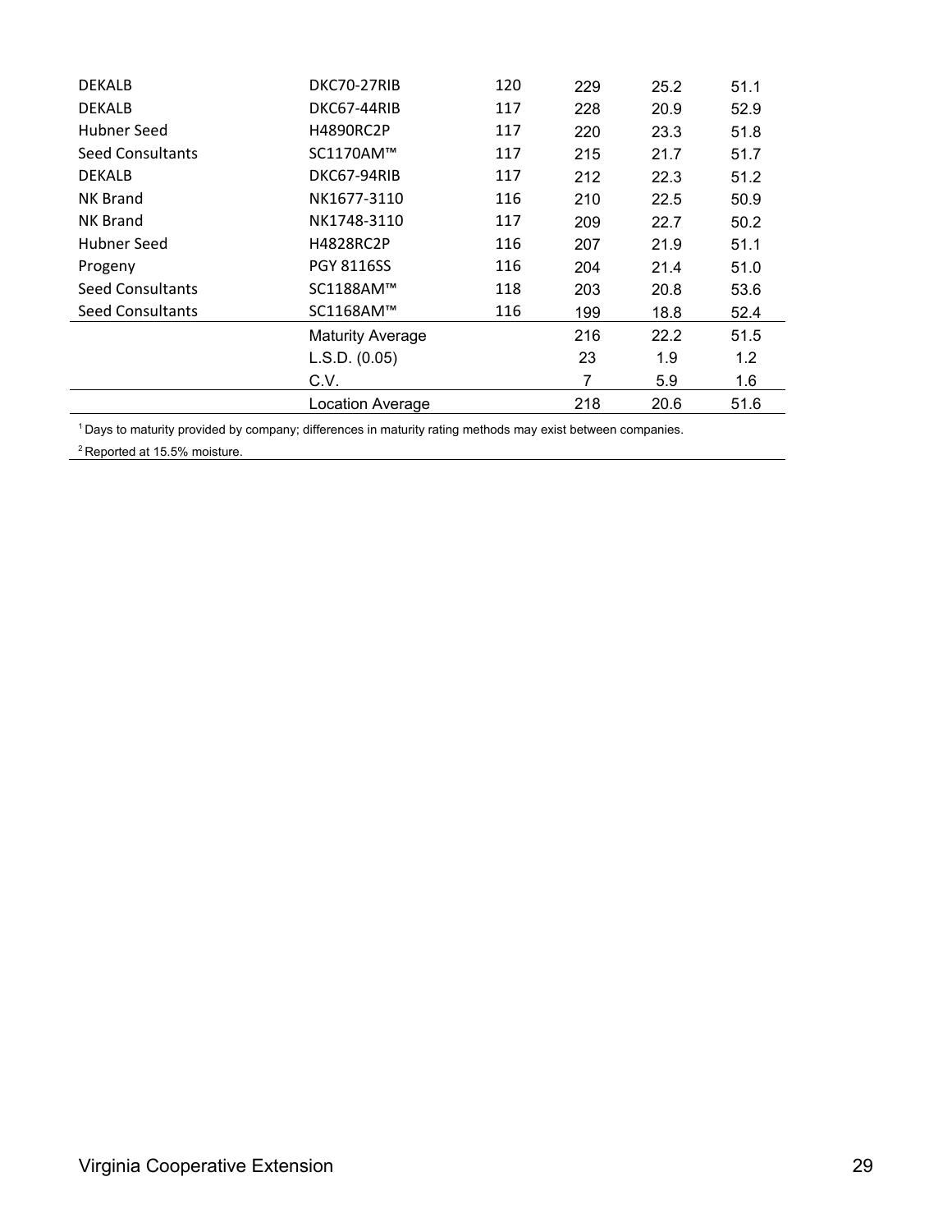| | | | | | |
|---|---|---|---|---|---|
| DEKALB | DKC70-27RIB | 120 | 229 | 25.2 | 51.1 |
| DEKALB | DKC67-44RIB | 117 | 228 | 20.9 | 52.9 |
| Hubner Seed | H4890RC2P | 117 | 220 | 23.3 | 51.8 |
| Seed Consultants | SC1170AM™ | 117 | 215 | 21.7 | 51.7 |
| DEKALB | DKC67-94RIB | 117 | 212 | 22.3 | 51.2 |
| NK Brand | NK1677-3110 | 116 | 210 | 22.5 | 50.9 |
| NK Brand | NK1748-3110 | 117 | 209 | 22.7 | 50.2 |
| Hubner Seed | H4828RC2P | 116 | 207 | 21.9 | 51.1 |
| Progeny | PGY 8116SS | 116 | 204 | 21.4 | 51.0 |
| Seed Consultants | SC1188AM™ | 118 | 203 | 20.8 | 53.6 |
| Seed Consultants | SC1168AM™ | 116 | 199 | 18.8 | 52.4 |
| | Maturity Average | | 216 | 22.2 | 51.5 |
| | L.S.D. (0.05) | | 23 | 1.9 | 1.2 |
| | C.V. | | 7 | 5.9 | 1.6 |
| | Location Average | | 218 | 20.6 | 51.6 |

[1] Days to maturity provided by company; differences in maturity rating methods may exist between companies.

[2] Reported at 15.5% moisture.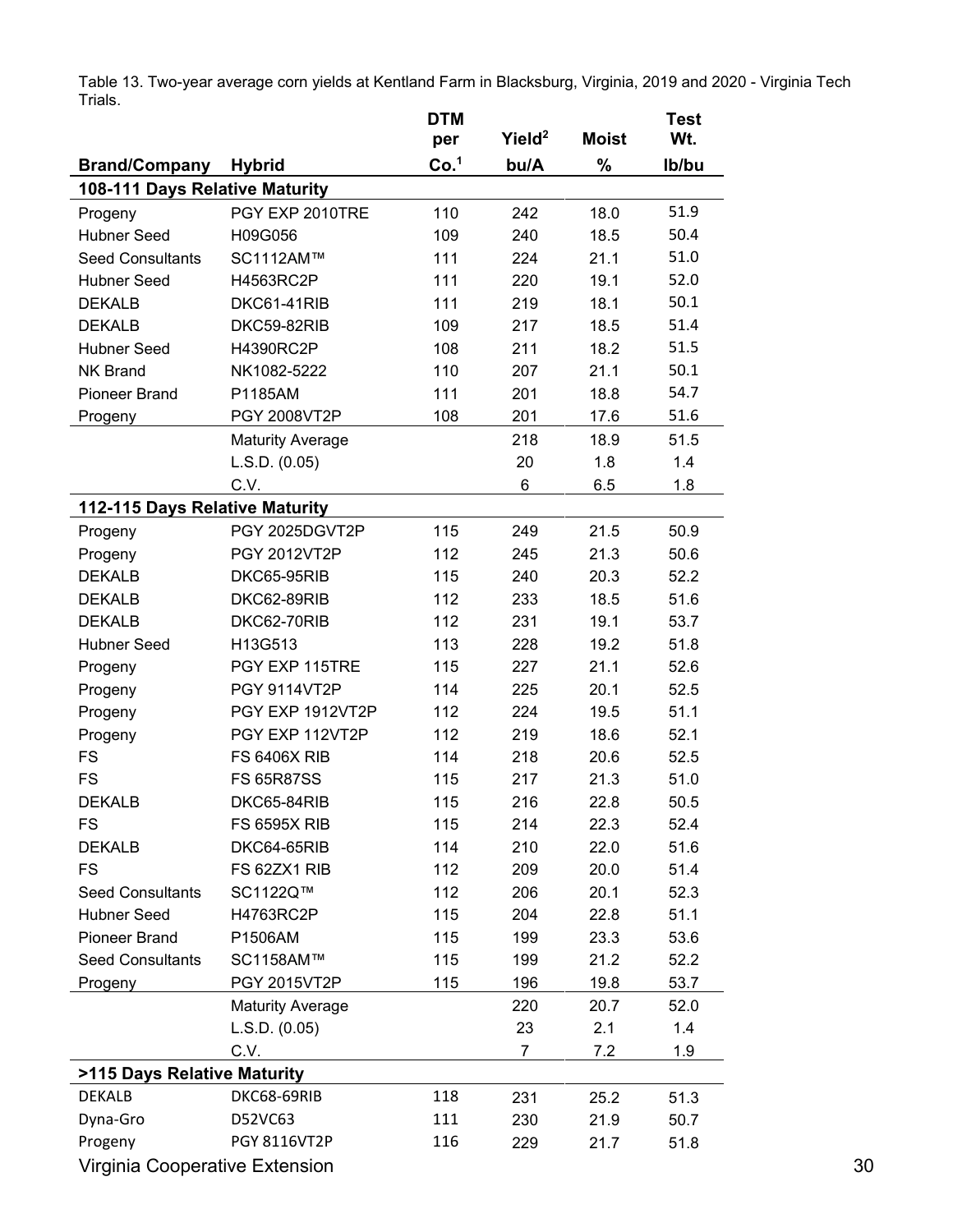Table 13. Two-year average corn yields at Kentland Farm in Blacksburg, Virginia, 2019 and 2020 - Virginia Tech Trials.

| Brand/Company | Hybrid | DTM per Co.[1] | Yield[2] bu/A | Moist % | Test Wt. lb/bu |
|---|---|---|---|---|---|
| **108-111 Days Relative Maturity** | | | | | |
| Progeny | PGY EXP 2010TRE | 110 | 242 | 18.0 | 51.9 |
| Hubner Seed | H09G056 | 109 | 240 | 18.5 | 50.4 |
| Seed Consultants | SC1112AM™ | 111 | 224 | 21.1 | 51.0 |
| Hubner Seed | H4563RC2P | 111 | 220 | 19.1 | 52.0 |
| DEKALB | DKC61-41RIB | 111 | 219 | 18.1 | 50.1 |
| DEKALB | DKC59-82RIB | 109 | 217 | 18.5 | 51.4 |
| Hubner Seed | H4390RC2P | 108 | 211 | 18.2 | 51.5 |
| NK Brand | NK1082-5222 | 110 | 207 | 21.1 | 50.1 |
| Pioneer Brand | P1185AM | 111 | 201 | 18.8 | 54.7 |
| Progeny | PGY 2008VT2P | 108 | 201 | 17.6 | 51.6 |
| | Maturity Average | | 218 | 18.9 | 51.5 |
| | L.S.D. (0.05) | | 20 | 1.8 | 1.4 |
| | C.V. | | 6 | 6.5 | 1.8 |
| **112-115 Days Relative Maturity** | | | | | |
| Progeny | PGY 2025DGVT2P | 115 | 249 | 21.5 | 50.9 |
| Progeny | PGY 2012VT2P | 112 | 245 | 21.3 | 50.6 |
| DEKALB | DKC65-95RIB | 115 | 240 | 20.3 | 52.2 |
| DEKALB | DKC62-89RIB | 112 | 233 | 18.5 | 51.6 |
| DEKALB | DKC62-70RIB | 112 | 231 | 19.1 | 53.7 |
| Hubner Seed | H13G513 | 113 | 228 | 19.2 | 51.8 |
| Progeny | PGY EXP 115TRE | 115 | 227 | 21.1 | 52.6 |
| Progeny | PGY 9114VT2P | 114 | 225 | 20.1 | 52.5 |
| Progeny | PGY EXP 1912VT2P | 112 | 224 | 19.5 | 51.1 |
| Progeny | PGY EXP 112VT2P | 112 | 219 | 18.6 | 52.1 |
| FS | FS 6406X RIB | 114 | 218 | 20.6 | 52.5 |
| FS | FS 65R87SS | 115 | 217 | 21.3 | 51.0 |
| DEKALB | DKC65-84RIB | 115 | 216 | 22.8 | 50.5 |
| FS | FS 6595X RIB | 115 | 214 | 22.3 | 52.4 |
| DEKALB | DKC64-65RIB | 114 | 210 | 22.0 | 51.6 |
| FS | FS 62ZX1 RIB | 112 | 209 | 20.0 | 51.4 |
| Seed Consultants | SC1122Q™ | 112 | 206 | 20.1 | 52.3 |
| Hubner Seed | H4763RC2P | 115 | 204 | 22.8 | 51.1 |
| Pioneer Brand | P1506AM | 115 | 199 | 23.3 | 53.6 |
| Seed Consultants | SC1158AM™ | 115 | 199 | 21.2 | 52.2 |
| Progeny | PGY 2015VT2P | 115 | 196 | 19.8 | 53.7 |
| | Maturity Average | | 220 | 20.7 | 52.0 |
| | L.S.D. (0.05) | | 23 | 2.1 | 1.4 |
| | C.V. | | 7 | 7.2 | 1.9 |
| **>115 Days Relative Maturity** | | | | | |
| DEKALB | DKC68-69RIB | 118 | 231 | 25.2 | 51.3 |
| Dyna-Gro | D52VC63 | 111 | 230 | 21.9 | 50.7 |
| Progeny | PGY 8116VT2P | 116 | 229 | 21.7 | 51.8 |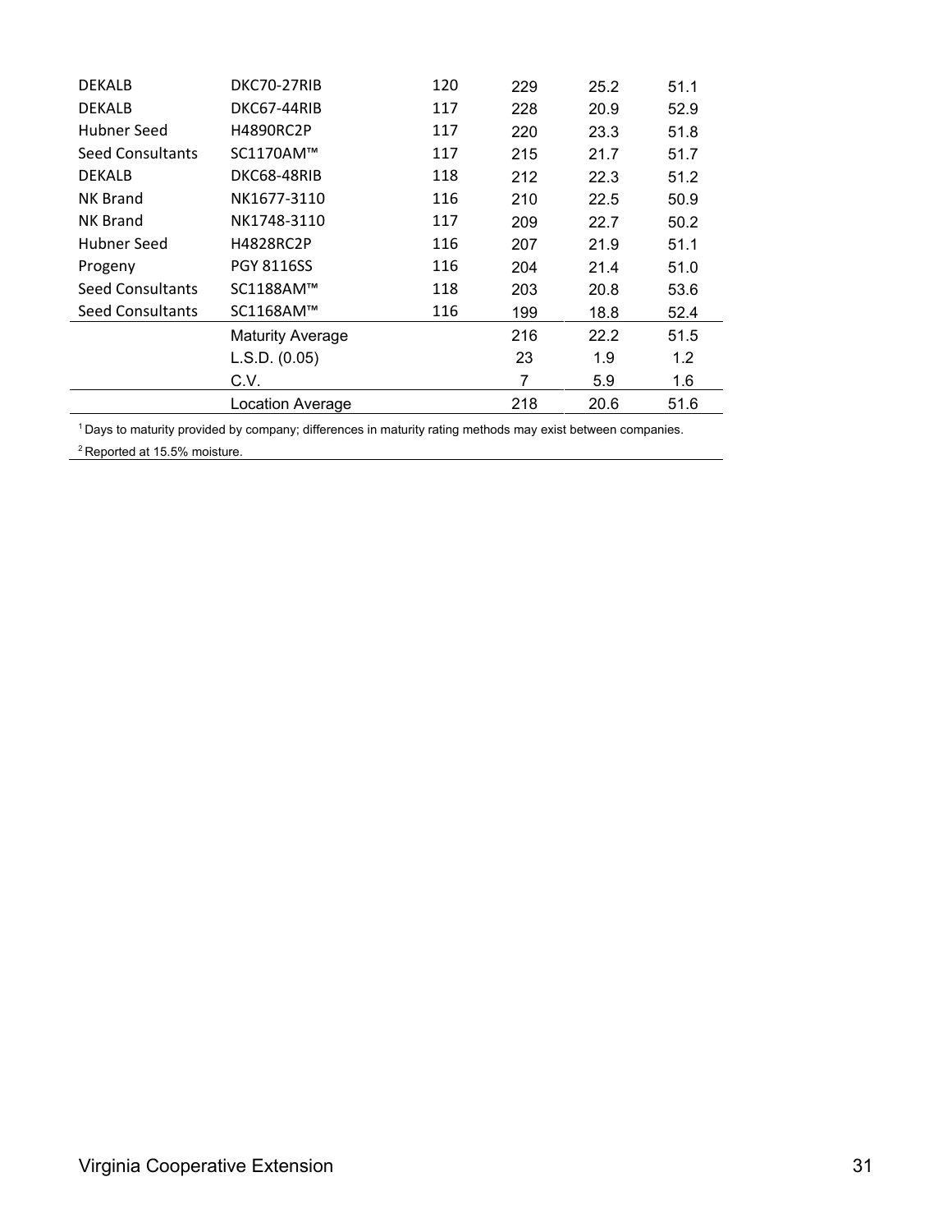| | | | | | |
|---|---|---|---|---|---|
| DEKALB | DKC70-27RIB | 120 | 229 | 25.2 | 51.1 |
| DEKALB | DKC67-44RIB | 117 | 228 | 20.9 | 52.9 |
| Hubner Seed | H4890RC2P | 117 | 220 | 23.3 | 51.8 |
| Seed Consultants | SC1170AM™ | 117 | 215 | 21.7 | 51.7 |
| DEKALB | DKC68-48RIB | 118 | 212 | 22.3 | 51.2 |
| NK Brand | NK1677-3110 | 116 | 210 | 22.5 | 50.9 |
| NK Brand | NK1748-3110 | 117 | 209 | 22.7 | 50.2 |
| Hubner Seed | H4828RC2P | 116 | 207 | 21.9 | 51.1 |
| Progeny | PGY 8116SS | 116 | 204 | 21.4 | 51.0 |
| Seed Consultants | SC1188AM™ | 118 | 203 | 20.8 | 53.6 |
| Seed Consultants | SC1168AM™ | 116 | 199 | 18.8 | 52.4 |
| | Maturity Average | | 216 | 22.2 | 51.5 |
| | L.S.D. (0.05) | | 23 | 1.9 | 1.2 |
| | C.V. | | 7 | 5.9 | 1.6 |
| | Location Average | | 218 | 20.6 | 51.6 |

[1] Days to maturity provided by company; differences in maturity rating methods may exist between companies.

[2] Reported at 15.5% moisture.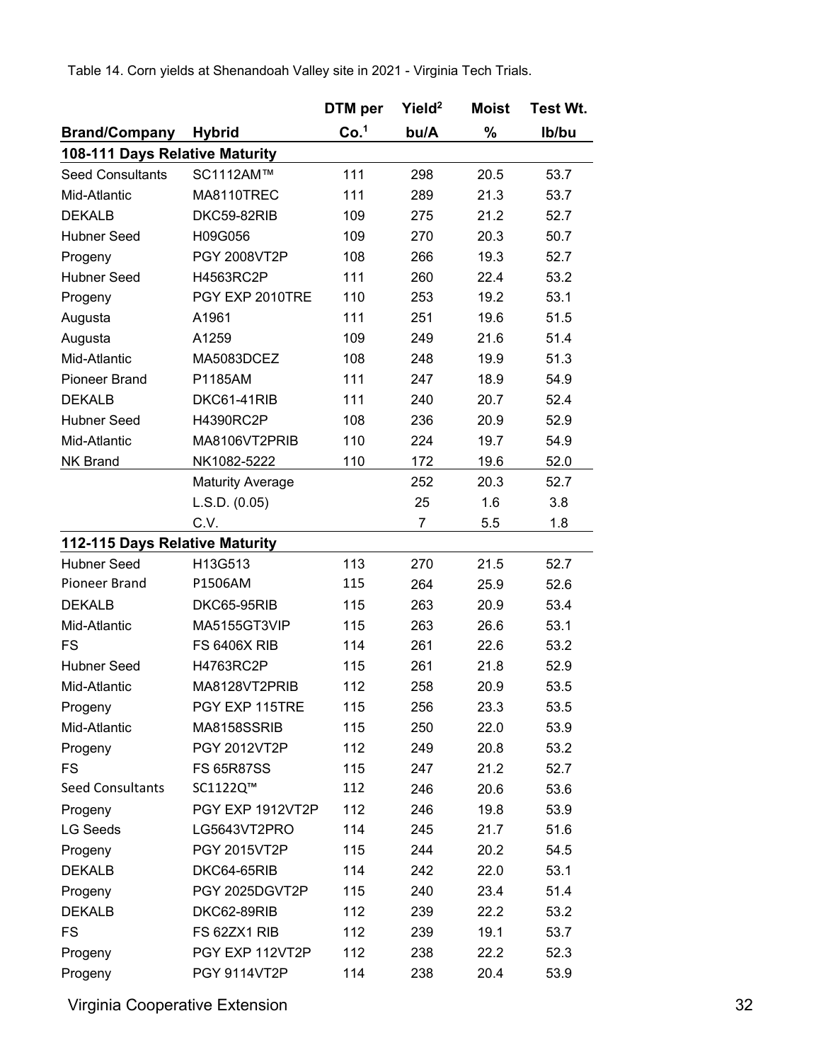Table 14. Corn yields at Shenandoah Valley site in 2021 - Virginia Tech Trials.

| Brand/Company | Hybrid | DTM per Co.[1] | Yield[2] bu/A | Moist % | Test Wt. lb/bu |
|---|---|---|---|---|---|
| **108-111 Days Relative Maturity** | | | | | |
| Seed Consultants | SC1112AM™ | 111 | 298 | 20.5 | 53.7 |
| Mid-Atlantic | MA8110TREC | 111 | 289 | 21.3 | 53.7 |
| DEKALB | DKC59-82RIB | 109 | 275 | 21.2 | 52.7 |
| Hubner Seed | H09G056 | 109 | 270 | 20.3 | 50.7 |
| Progeny | PGY 2008VT2P | 108 | 266 | 19.3 | 52.7 |
| Hubner Seed | H4563RC2P | 111 | 260 | 22.4 | 53.2 |
| Progeny | PGY EXP 2010TRE | 110 | 253 | 19.2 | 53.1 |
| Augusta | A1961 | 111 | 251 | 19.6 | 51.5 |
| Augusta | A1259 | 109 | 249 | 21.6 | 51.4 |
| Mid-Atlantic | MA5083DCEZ | 108 | 248 | 19.9 | 51.3 |
| Pioneer Brand | P1185AM | 111 | 247 | 18.9 | 54.9 |
| DEKALB | DKC61-41RIB | 111 | 240 | 20.7 | 52.4 |
| Hubner Seed | H4390RC2P | 108 | 236 | 20.9 | 52.9 |
| Mid-Atlantic | MA8106VT2PRIB | 110 | 224 | 19.7 | 54.9 |
| NK Brand | NK1082-5222 | 110 | 172 | 19.6 | 52.0 |
| | Maturity Average | | 252 | 20.3 | 52.7 |
| | L.S.D. (0.05) | | 25 | 1.6 | 3.8 |
| | C.V. | | 7 | 5.5 | 1.8 |
| **112-115 Days Relative Maturity** | | | | | |
| Hubner Seed | H13G513 | 113 | 270 | 21.5 | 52.7 |
| Pioneer Brand | P1506AM | 115 | 264 | 25.9 | 52.6 |
| DEKALB | DKC65-95RIB | 115 | 263 | 20.9 | 53.4 |
| Mid-Atlantic | MA5155GT3VIP | 115 | 263 | 26.6 | 53.1 |
| FS | FS 6406X RIB | 114 | 261 | 22.6 | 53.2 |
| Hubner Seed | H4763RC2P | 115 | 261 | 21.8 | 52.9 |
| Mid-Atlantic | MA8128VT2PRIB | 112 | 258 | 20.9 | 53.5 |
| Progeny | PGY EXP 115TRE | 115 | 256 | 23.3 | 53.5 |
| Mid-Atlantic | MA8158SSRIB | 115 | 250 | 22.0 | 53.9 |
| Progeny | PGY 2012VT2P | 112 | 249 | 20.8 | 53.2 |
| FS | FS 65R87SS | 115 | 247 | 21.2 | 52.7 |
| Seed Consultants | SC1122Q™ | 112 | 246 | 20.6 | 53.6 |
| Progeny | PGY EXP 1912VT2P | 112 | 246 | 19.8 | 53.9 |
| LG Seeds | LG5643VT2PRO | 114 | 245 | 21.7 | 51.6 |
| Progeny | PGY 2015VT2P | 115 | 244 | 20.2 | 54.5 |
| DEKALB | DKC64-65RIB | 114 | 242 | 22.0 | 53.1 |
| Progeny | PGY 2025DGVT2P | 115 | 240 | 23.4 | 51.4 |
| DEKALB | DKC62-89RIB | 112 | 239 | 22.2 | 53.2 |
| FS | FS 62ZX1 RIB | 112 | 239 | 19.1 | 53.7 |
| Progeny | PGY EXP 112VT2P | 112 | 238 | 22.2 | 52.3 |
| Progeny | PGY 9114VT2P | 114 | 238 | 20.4 | 53.9 |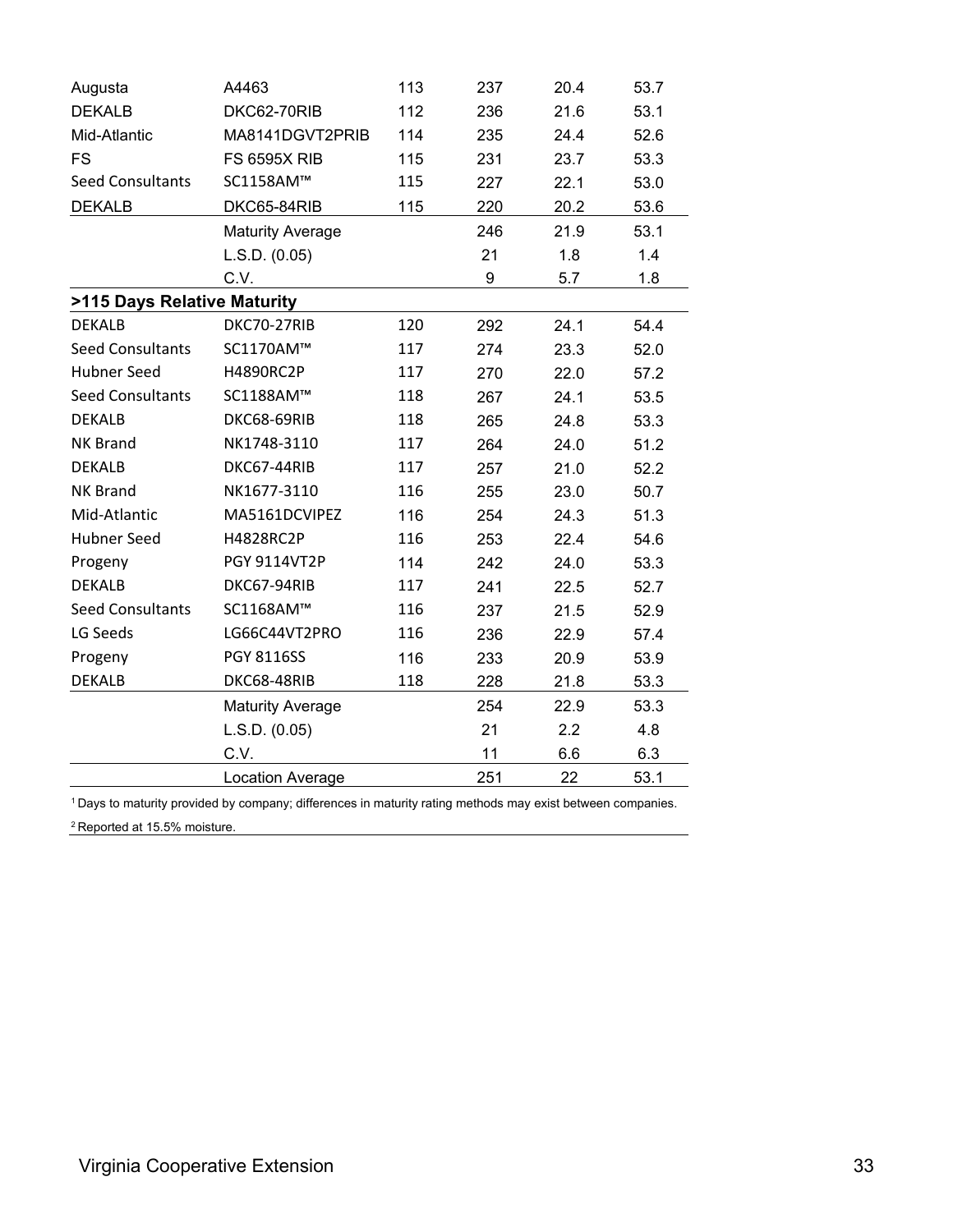| | | | | | |
|---|---|---|---|---|---|
| Augusta | A4463 | 113 | 237 | 20.4 | 53.7 |
| DEKALB | DKC62-70RIB | 112 | 236 | 21.6 | 53.1 |
| Mid-Atlantic | MA8141DGVT2PRIB | 114 | 235 | 24.4 | 52.6 |
| FS | FS 6595X RIB | 115 | 231 | 23.7 | 53.3 |
| Seed Consultants | SC1158AM™ | 115 | 227 | 22.1 | 53.0 |
| DEKALB | DKC65-84RIB | 115 | 220 | 20.2 | 53.6 |
| | Maturity Average | | 246 | 21.9 | 53.1 |
| | L.S.D. (0.05) | | 21 | 1.8 | 1.4 |
| | C.V. | | 9 | 5.7 | 1.8 |
| **>115 Days Relative Maturity** | | | | | |
| DEKALB | DKC70-27RIB | 120 | 292 | 24.1 | 54.4 |
| Seed Consultants | SC1170AM™ | 117 | 274 | 23.3 | 52.0 |
| Hubner Seed | H4890RC2P | 117 | 270 | 22.0 | 57.2 |
| Seed Consultants | SC1188AM™ | 118 | 267 | 24.1 | 53.5 |
| DEKALB | DKC68-69RIB | 118 | 265 | 24.8 | 53.3 |
| NK Brand | NK1748-3110 | 117 | 264 | 24.0 | 51.2 |
| DEKALB | DKC67-44RIB | 117 | 257 | 21.0 | 52.2 |
| NK Brand | NK1677-3110 | 116 | 255 | 23.0 | 50.7 |
| Mid-Atlantic | MA5161DCVIPEZ | 116 | 254 | 24.3 | 51.3 |
| Hubner Seed | H4828RC2P | 116 | 253 | 22.4 | 54.6 |
| Progeny | PGY 9114VT2P | 114 | 242 | 24.0 | 53.3 |
| DEKALB | DKC67-94RIB | 117 | 241 | 22.5 | 52.7 |
| Seed Consultants | SC1168AM™ | 116 | 237 | 21.5 | 52.9 |
| LG Seeds | LG66C44VT2PRO | 116 | 236 | 22.9 | 57.4 |
| Progeny | PGY 8116SS | 116 | 233 | 20.9 | 53.9 |
| DEKALB | DKC68-48RIB | 118 | 228 | 21.8 | 53.3 |
| | Maturity Average | | 254 | 22.9 | 53.3 |
| | L.S.D. (0.05) | | 21 | 2.2 | 4.8 |
| | C.V. | | 11 | 6.6 | 6.3 |
| | Location Average | | 251 | 22 | 53.1 |

[1] Days to maturity provided by company; differences in maturity rating methods may exist between companies.

[2] Reported at 15.5% moisture.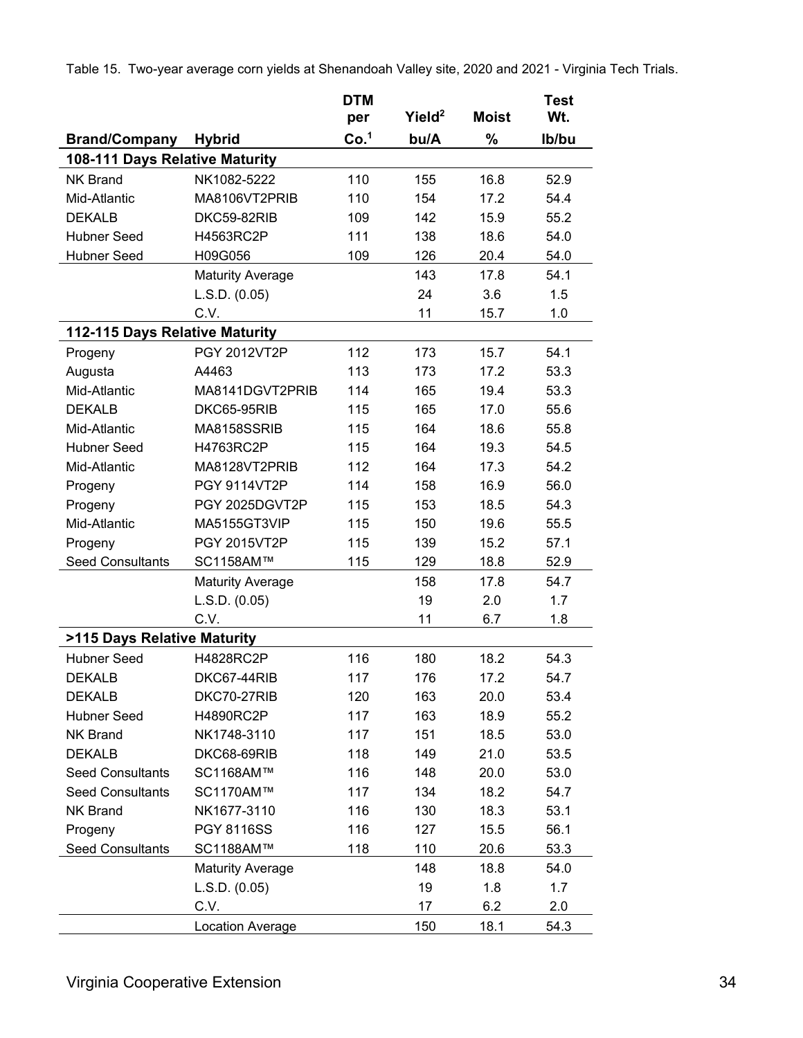Table 15. Two-year average corn yields at Shenandoah Valley site, 2020 and 2021 - Virginia Tech Trials.

| Brand/Company | Hybrid | DTM per Co.[1] | Yield[2] bu/A | Moist % | Test Wt. lb/bu |
|---|---|---|---|---|---|
| **108-111 Days Relative Maturity** | | | | | |
| NK Brand | NK1082-5222 | 110 | 155 | 16.8 | 52.9 |
| Mid-Atlantic | MA8106VT2PRIB | 110 | 154 | 17.2 | 54.4 |
| DEKALB | DKC59-82RIB | 109 | 142 | 15.9 | 55.2 |
| Hubner Seed | H4563RC2P | 111 | 138 | 18.6 | 54.0 |
| Hubner Seed | H09G056 | 109 | 126 | 20.4 | 54.0 |
| | Maturity Average | | 143 | 17.8 | 54.1 |
| | L.S.D. (0.05) | | 24 | 3.6 | 1.5 |
| | C.V. | | 11 | 15.7 | 1.0 |
| **112-115 Days Relative Maturity** | | | | | |
| Progeny | PGY 2012VT2P | 112 | 173 | 15.7 | 54.1 |
| Augusta | A4463 | 113 | 173 | 17.2 | 53.3 |
| Mid-Atlantic | MA8141DGVT2PRIB | 114 | 165 | 19.4 | 53.3 |
| DEKALB | DKC65-95RIB | 115 | 165 | 17.0 | 55.6 |
| Mid-Atlantic | MA8158SSRIB | 115 | 164 | 18.6 | 55.8 |
| Hubner Seed | H4763RC2P | 115 | 164 | 19.3 | 54.5 |
| Mid-Atlantic | MA8128VT2PRIB | 112 | 164 | 17.3 | 54.2 |
| Progeny | PGY 9114VT2P | 114 | 158 | 16.9 | 56.0 |
| Progeny | PGY 2025DGVT2P | 115 | 153 | 18.5 | 54.3 |
| Mid-Atlantic | MA5155GT3VIP | 115 | 150 | 19.6 | 55.5 |
| Progeny | PGY 2015VT2P | 115 | 139 | 15.2 | 57.1 |
| Seed Consultants | SC1158AM™ | 115 | 129 | 18.8 | 52.9 |
| | Maturity Average | | 158 | 17.8 | 54.7 |
| | L.S.D. (0.05) | | 19 | 2.0 | 1.7 |
| | C.V. | | 11 | 6.7 | 1.8 |
| **>115 Days Relative Maturity** | | | | | |
| Hubner Seed | H4828RC2P | 116 | 180 | 18.2 | 54.3 |
| DEKALB | DKC67-44RIB | 117 | 176 | 17.2 | 54.7 |
| DEKALB | DKC70-27RIB | 120 | 163 | 20.0 | 53.4 |
| Hubner Seed | H4890RC2P | 117 | 163 | 18.9 | 55.2 |
| NK Brand | NK1748-3110 | 117 | 151 | 18.5 | 53.0 |
| DEKALB | DKC68-69RIB | 118 | 149 | 21.0 | 53.5 |
| Seed Consultants | SC1168AM™ | 116 | 148 | 20.0 | 53.0 |
| Seed Consultants | SC1170AM™ | 117 | 134 | 18.2 | 54.7 |
| NK Brand | NK1677-3110 | 116 | 130 | 18.3 | 53.1 |
| Progeny | PGY 8116SS | 116 | 127 | 15.5 | 56.1 |
| Seed Consultants | SC1188AM™ | 118 | 110 | 20.6 | 53.3 |
| | Maturity Average | | 148 | 18.8 | 54.0 |
| | L.S.D. (0.05) | | 19 | 1.8 | 1.7 |
| | C.V. | | 17 | 6.2 | 2.0 |
| | Location Average | | 150 | 18.1 | 54.3 |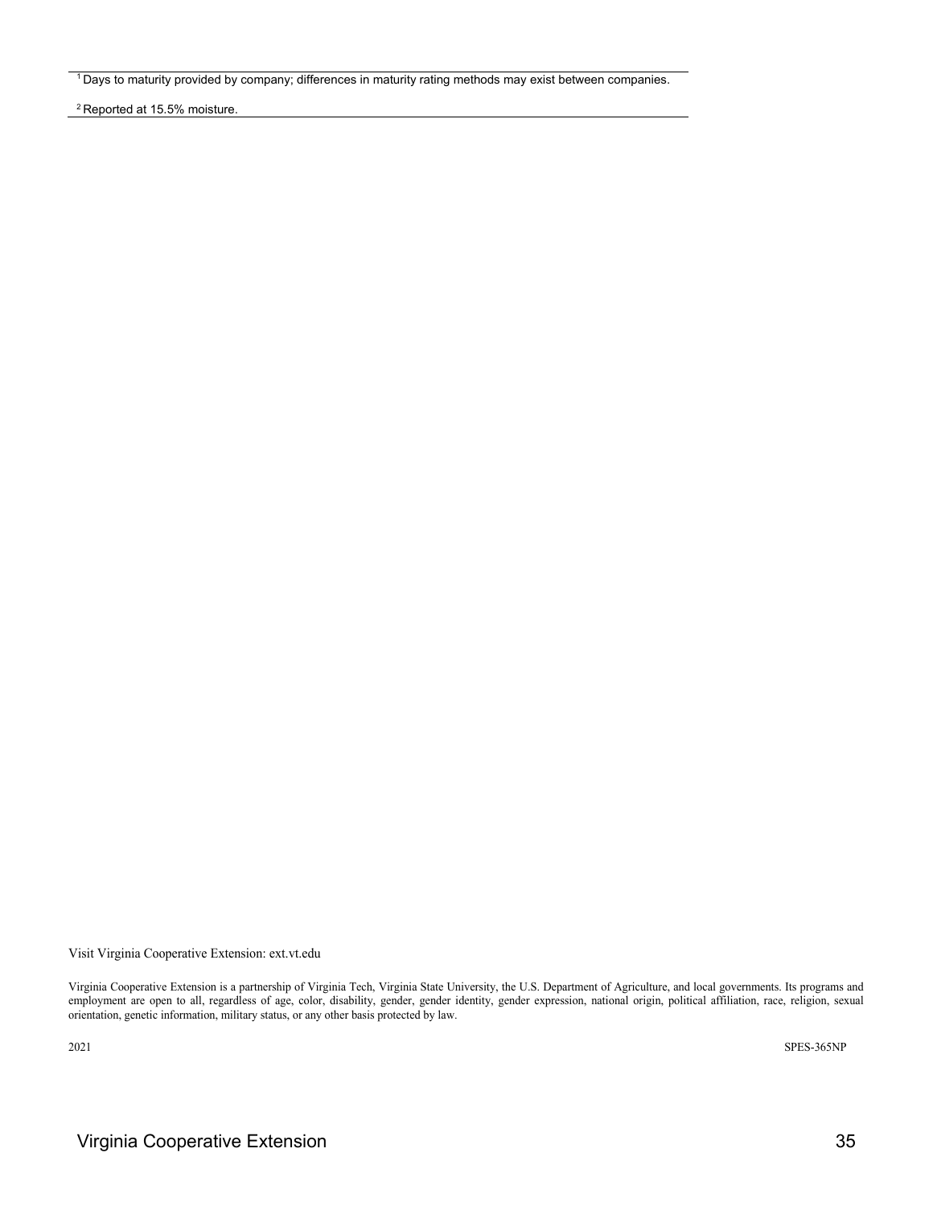[1] Days to maturity provided by company; differences in maturity rating methods may exist between companies.

[2] Reported at 15.5% moisture.

Visit Virginia Cooperative Extension: ext.vt.edu

Virginia Cooperative Extension is a partnership of Virginia Tech, Virginia State University, the U.S. Department of Agriculture, and local governments. Its programs and employment are open to all, regardless of age, color, disability, gender, gender identity, gender expression, national origin, political affiliation, race, religion, sexual orientation, genetic information, military status, or any other basis protected by law.

2021 SPES-365NP